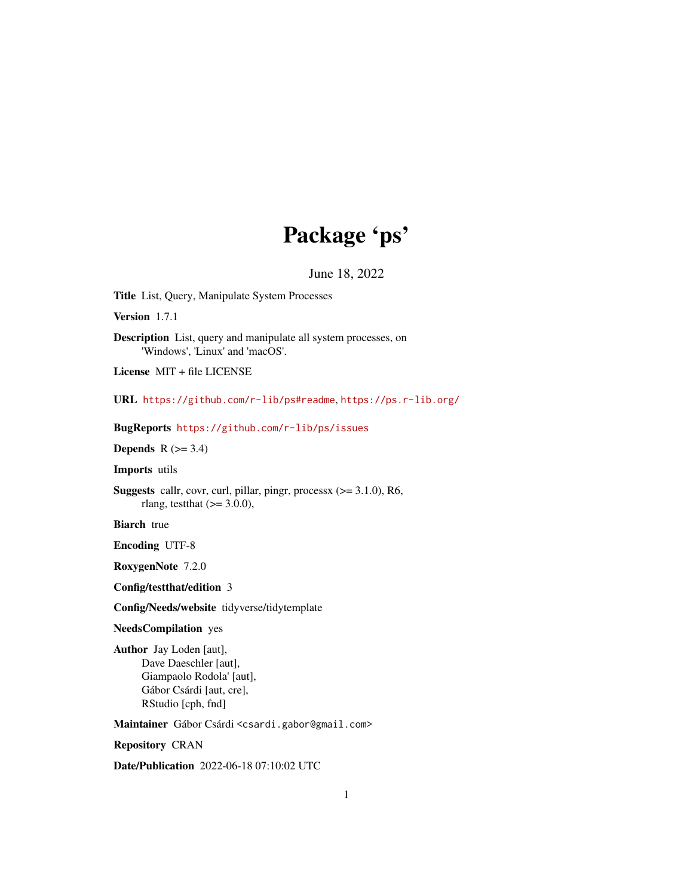# Package 'ps'

June 18, 2022

**Title** List, Query, Manipulate System Processes

**Version** 1.7.1

**Description** List, query and manipulate all system processes, on 'Windows', 'Linux' and 'macOS'.

**License** MIT + file LICENSE

**URL** https://github.com/r-lib/ps#readme, https://ps.r-lib.org/

**BugReports** https://github.com/r-lib/ps/issues

**Depends** R (>= 3.4)

**Imports** utils

**Suggests** callr, covr, curl, pillar, pingr, processx (>= 3.1.0), R6, rlang, testthat (>= 3.0.0),

**Biarch** true

**Encoding** UTF-8

**RoxygenNote** 7.2.0

**Config/testthat/edition** 3

**Config/Needs/website** tidyverse/tidytemplate

**NeedsCompilation** yes

**Author** Jay Loden [aut],
Dave Daeschler [aut],
Giampaolo Rodola' [aut],
Gábor Csárdi [aut, cre],
RStudio [cph, fnd]

**Maintainer** Gábor Csárdi <csardi.gabor@gmail.com>

**Repository** CRAN

**Date/Publication** 2022-06-18 07:10:02 UTC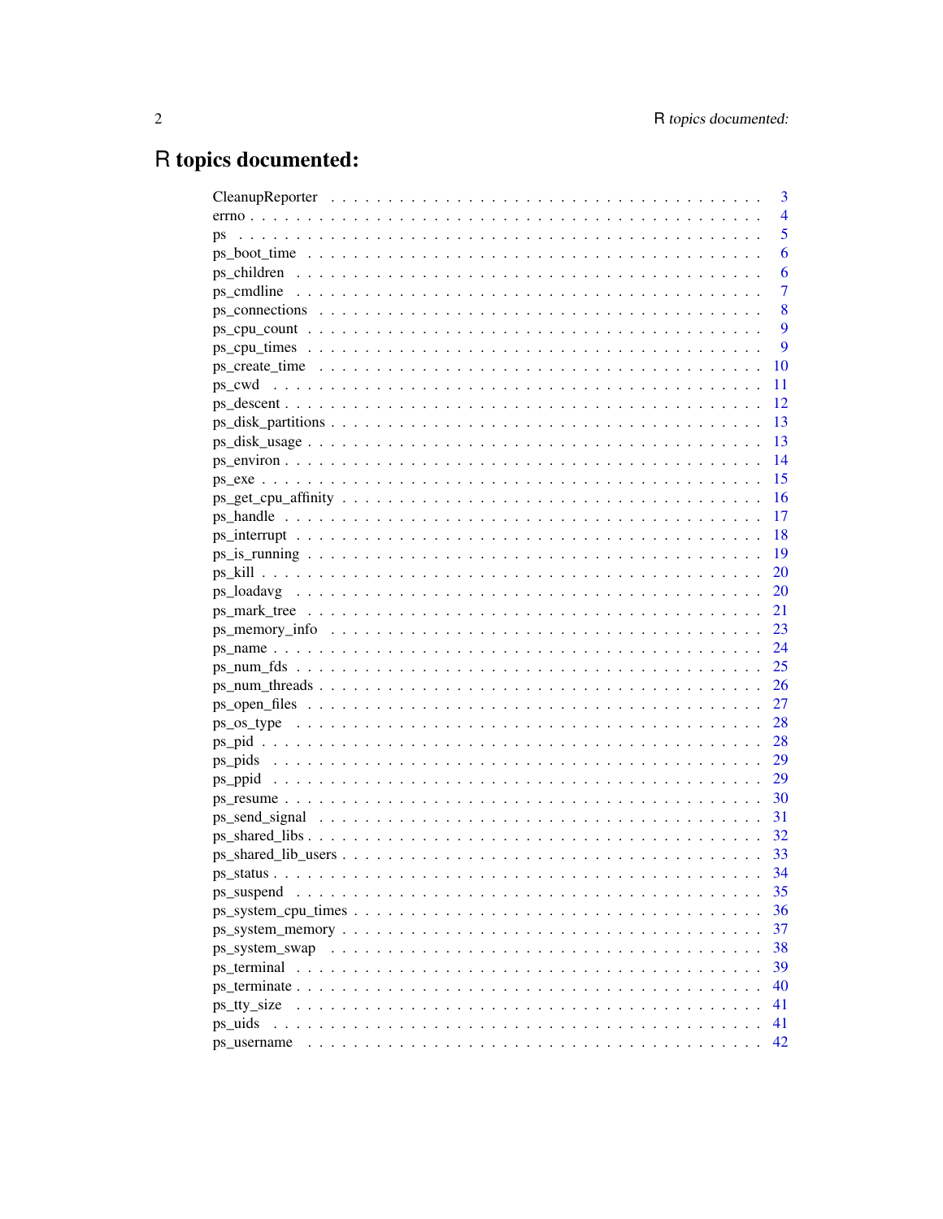# R topics documented:

| | |
|---|---|
| CleanupReporter | 3 |
| errno | 4 |
| ps | 5 |
| ps_boot_time | 6 |
| ps_children | 6 |
| ps_cmdline | 7 |
| ps_connections | 8 |
| ps_cpu_count | 9 |
| ps_cpu_times | 9 |
| ps_create_time | 10 |
| ps_cwd | 11 |
| ps_descent | 12 |
| ps_disk_partitions | 13 |
| ps_disk_usage | 13 |
| ps_environ | 14 |
| ps_exe | 15 |
| ps_get_cpu_affinity | 16 |
| ps_handle | 17 |
| ps_interrupt | 18 |
| ps_is_running | 19 |
| ps_kill | 20 |
| ps_loadavg | 20 |
| ps_mark_tree | 21 |
| ps_memory_info | 23 |
| ps_name | 24 |
| ps_num_fds | 25 |
| ps_num_threads | 26 |
| ps_open_files | 27 |
| ps_os_type | 28 |
| ps_pid | 28 |
| ps_pids | 29 |
| ps_ppid | 29 |
| ps_resume | 30 |
| ps_send_signal | 31 |
| ps_shared_libs | 32 |
| ps_shared_lib_users | 33 |
| ps_status | 34 |
| ps_suspend | 35 |
| ps_system_cpu_times | 36 |
| ps_system_memory | 37 |
| ps_system_swap | 38 |
| ps_terminal | 39 |
| ps_terminate | 40 |
| ps_tty_size | 41 |
| ps_uids | 41 |
| ps_username | 42 |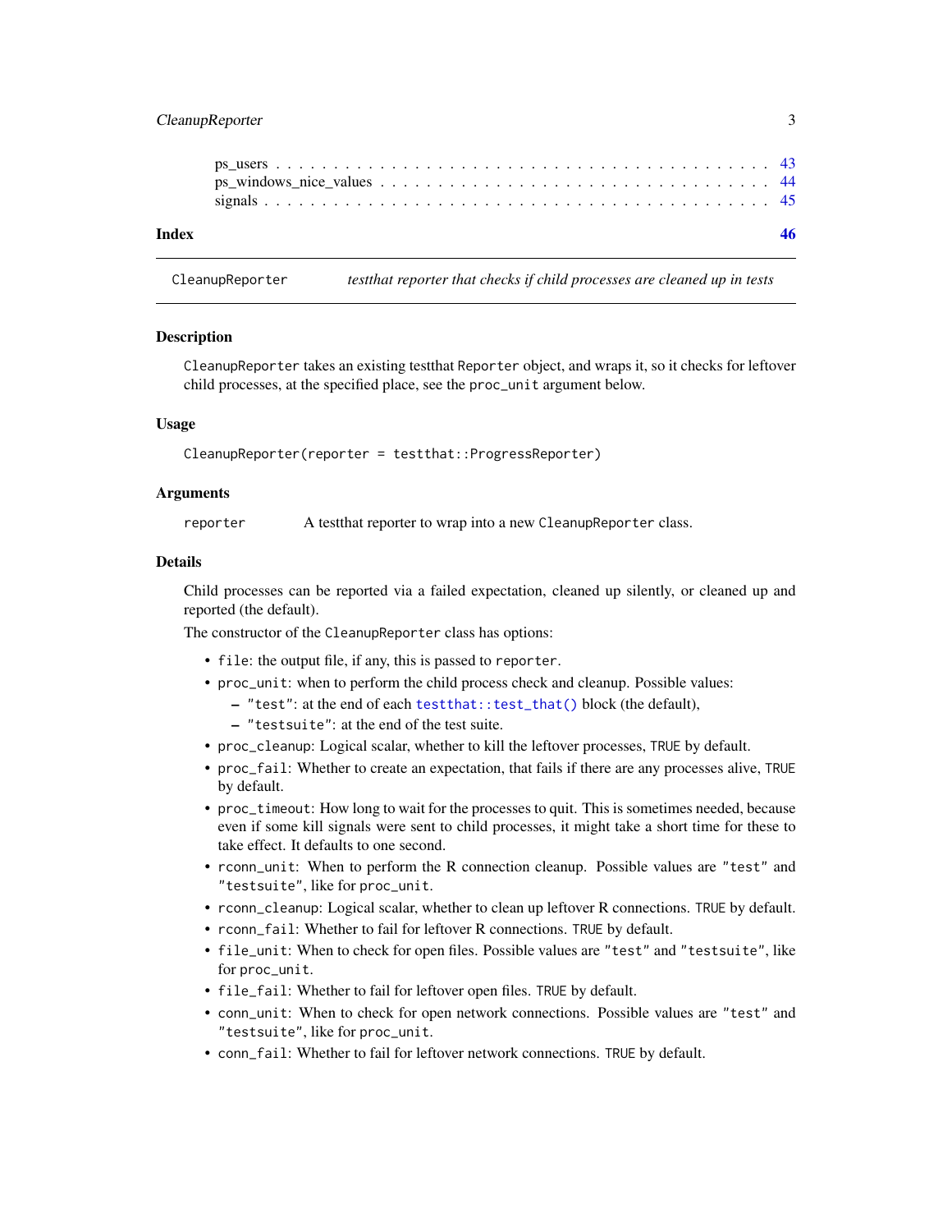ps_users . . . . . . . . . . . . . . . . . . . . . . . . . . . . . . . . . . . . . . 43
ps_windows_nice_values . . . . . . . . . . . . . . . . . . . . . . . . . . . . . . . 44
signals . . . . . . . . . . . . . . . . . . . . . . . . . . . . . . . . . . . . . . . 45

**Index** **46**

---

`CleanupReporter` *testthat reporter that checks if child processes are cleaned up in tests*

---

## Description

`CleanupReporter` takes an existing testthat `Reporter` object, and wraps it, so it checks for leftover child processes, at the specified place, see the `proc_unit` argument below.

## Usage

```
CleanupReporter(reporter = testthat::ProgressReporter)
```

## Arguments

| | |
|---|---|
| `reporter` | A testthat reporter to wrap into a new `CleanupReporter` class. |

## Details

Child processes can be reported via a failed expectation, cleaned up silently, or cleaned up and reported (the default).

The constructor of the `CleanupReporter` class has options:

- `file`: the output file, if any, this is passed to `reporter`.
- `proc_unit`: when to perform the child process check and cleanup. Possible values:
  - `"test"`: at the end of each `testthat::test_that()` block (the default),
  - `"testsuite"`: at the end of the test suite.
- `proc_cleanup`: Logical scalar, whether to kill the leftover processes, `TRUE` by default.
- `proc_fail`: Whether to create an expectation, that fails if there are any processes alive, `TRUE` by default.
- `proc_timeout`: How long to wait for the processes to quit. This is sometimes needed, because even if some kill signals were sent to child processes, it might take a short time for these to take effect. It defaults to one second.
- `rconn_unit`: When to perform the R connection cleanup. Possible values are `"test"` and `"testsuite"`, like for `proc_unit`.
- `rconn_cleanup`: Logical scalar, whether to clean up leftover R connections. `TRUE` by default.
- `rconn_fail`: Whether to fail for leftover R connections. `TRUE` by default.
- `file_unit`: When to check for open files. Possible values are `"test"` and `"testsuite"`, like for `proc_unit`.
- `file_fail`: Whether to fail for leftover open files. `TRUE` by default.
- `conn_unit`: When to check for open network connections. Possible values are `"test"` and `"testsuite"`, like for `proc_unit`.
- `conn_fail`: Whether to fail for leftover network connections. `TRUE` by default.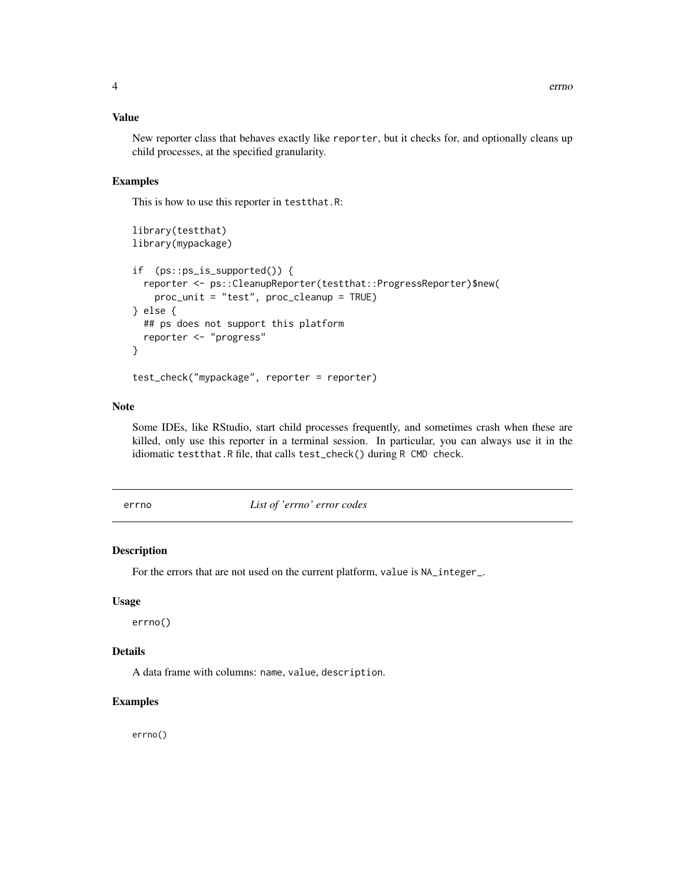### Value

New reporter class that behaves exactly like `reporter`, but it checks for, and optionally cleans up child processes, at the specified granularity.

### Examples

This is how to use this reporter in `testthat.R`:

```
library(testthat)
library(mypackage)

if  (ps::ps_is_supported()) {
  reporter <- ps::CleanupReporter(testthat::ProgressReporter)$new(
    proc_unit = "test", proc_cleanup = TRUE)
} else {
  ## ps does not support this platform
  reporter <- "progress"
}

test_check("mypackage", reporter = reporter)
```

### Note

Some IDEs, like RStudio, start child processes frequently, and sometimes crash when these are killed, only use this reporter in a terminal session. In particular, you can always use it in the idiomatic `testthat.R` file, that calls `test_check()` during `R CMD check`.

---

## errno — *List of 'errno' error codes*

---

### Description

For the errors that are not used on the current platform, `value` is `NA_integer_`.

### Usage

```
errno()
```

### Details

A data frame with columns: `name`, `value`, `description`.

### Examples

```
errno()
```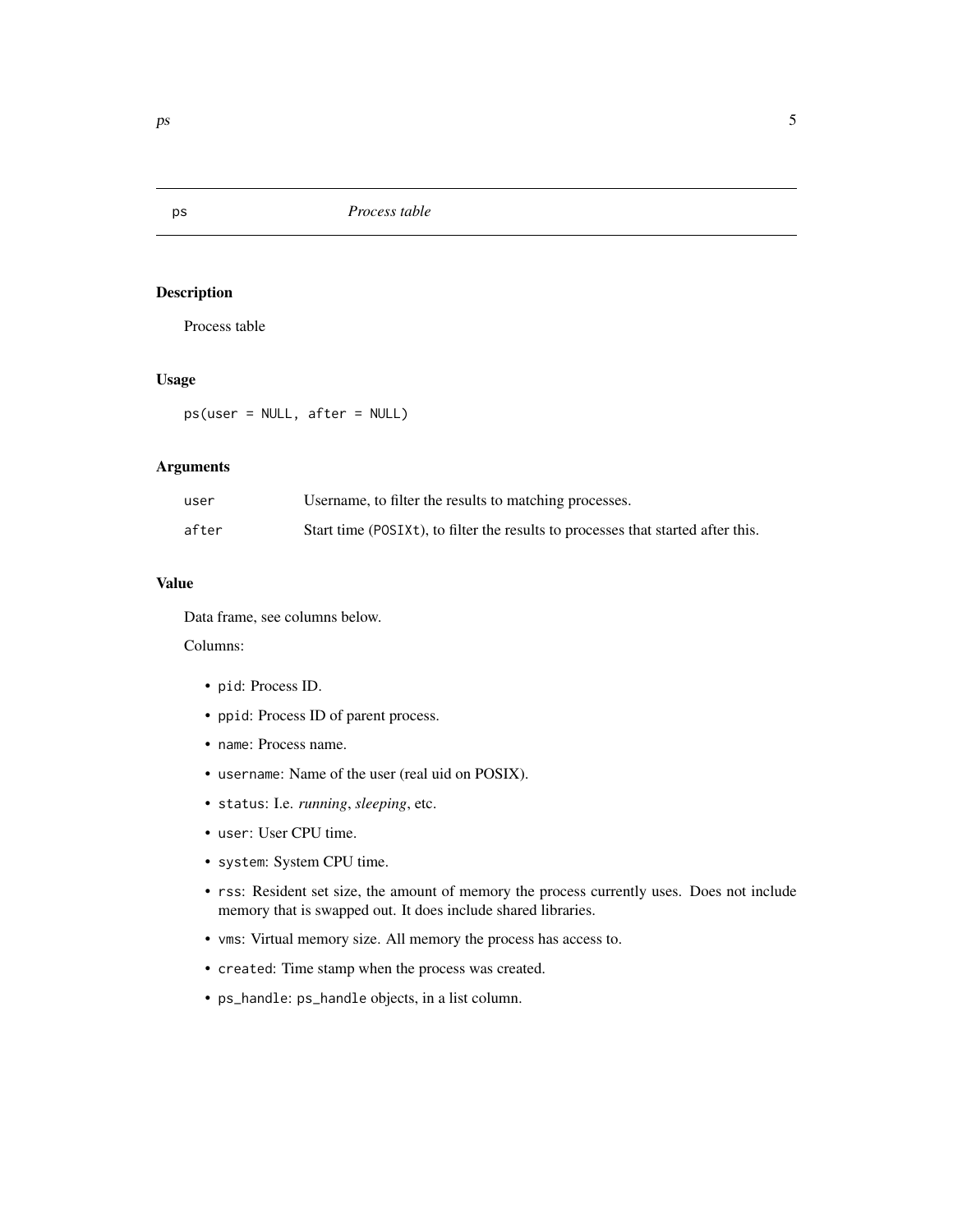# ps — *Process table*

## Description

Process table

## Usage

```
ps(user = NULL, after = NULL)
```

## Arguments

| | |
|---|---|
| `user` | Username, to filter the results to matching processes. |
| `after` | Start time (`POSIXt`), to filter the results to processes that started after this. |

## Value

Data frame, see columns below.

Columns:

- `pid`: Process ID.
- `ppid`: Process ID of parent process.
- `name`: Process name.
- `username`: Name of the user (real uid on POSIX).
- `status`: I.e. *running*, *sleeping*, etc.
- `user`: User CPU time.
- `system`: System CPU time.
- `rss`: Resident set size, the amount of memory the process currently uses. Does not include memory that is swapped out. It does include shared libraries.
- `vms`: Virtual memory size. All memory the process has access to.
- `created`: Time stamp when the process was created.
- `ps_handle`: `ps_handle` objects, in a list column.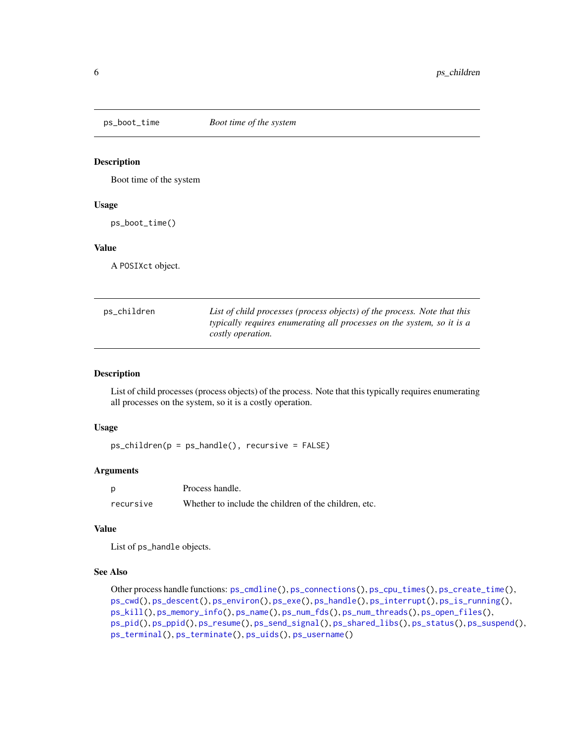## ps_boot_time — *Boot time of the system*

### Description

Boot time of the system

### Usage

```
ps_boot_time()
```

### Value

A POSIXct object.

## ps_children — *List of child processes (process objects) of the process. Note that this typically requires enumerating all processes on the system, so it is a costly operation.*

### Description

List of child processes (process objects) of the process. Note that this typically requires enumerating all processes on the system, so it is a costly operation.

### Usage

```
ps_children(p = ps_handle(), recursive = FALSE)
```

### Arguments

| | |
|---|---|
| p | Process handle. |
| recursive | Whether to include the children of the children, etc. |

### Value

List of ps_handle objects.

### See Also

Other process handle functions: ps_cmdline(), ps_connections(), ps_cpu_times(), ps_create_time(), ps_cwd(), ps_descent(), ps_environ(), ps_exe(), ps_handle(), ps_interrupt(), ps_is_running(), ps_kill(), ps_memory_info(), ps_name(), ps_num_fds(), ps_num_threads(), ps_open_files(), ps_pid(), ps_ppid(), ps_resume(), ps_send_signal(), ps_shared_libs(), ps_status(), ps_suspend(), ps_terminal(), ps_terminate(), ps_uids(), ps_username()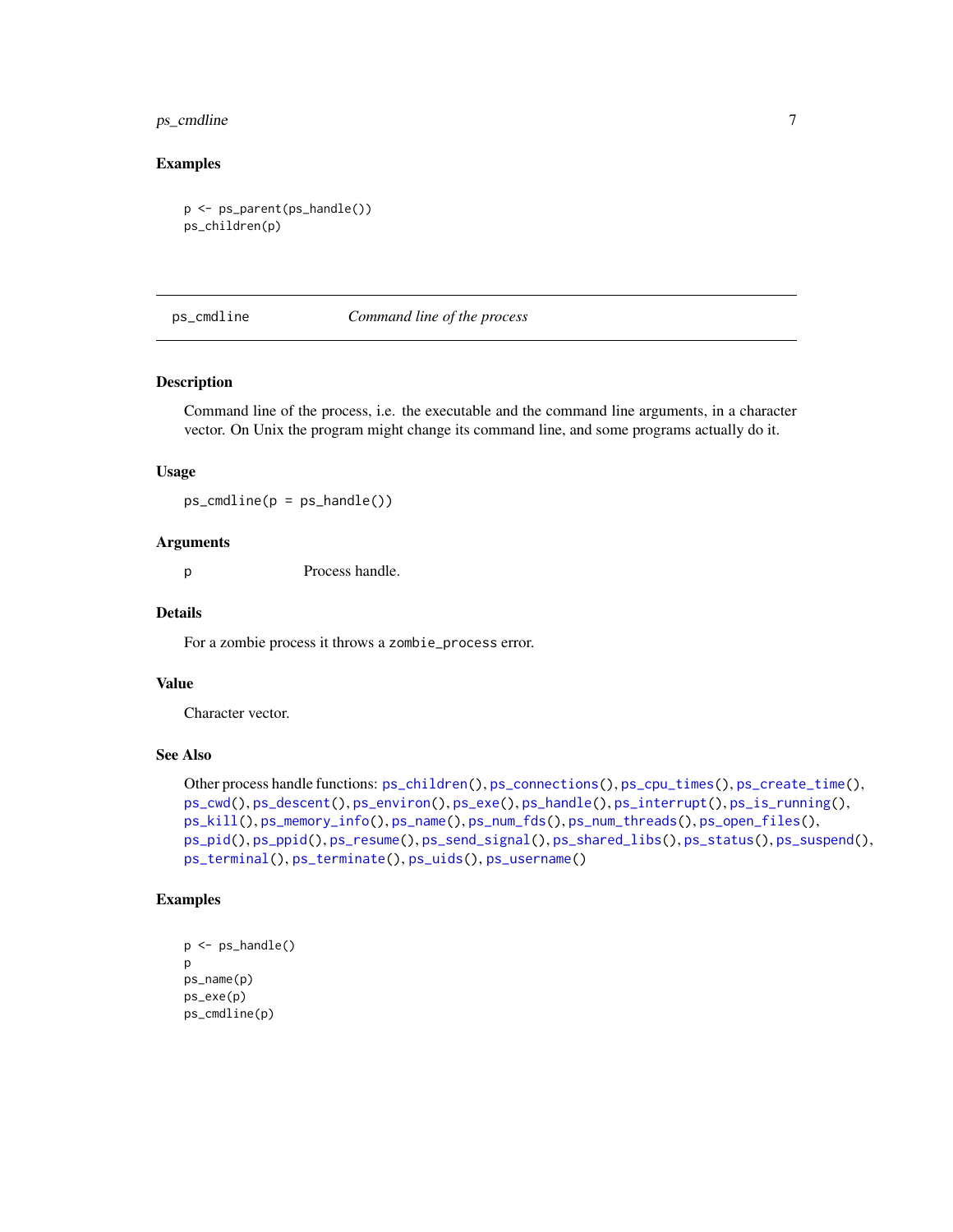### Examples

```
p <- ps_parent(ps_handle())
ps_children(p)
```

---

## ps_cmdline — *Command line of the process*

### Description

Command line of the process, i.e. the executable and the command line arguments, in a character vector. On Unix the program might change its command line, and some programs actually do it.

### Usage

```
ps_cmdline(p = ps_handle())
```

### Arguments

| | |
|---|---|
| p | Process handle. |

### Details

For a zombie process it throws a `zombie_process` error.

### Value

Character vector.

### See Also

Other process handle functions: `ps_children()`, `ps_connections()`, `ps_cpu_times()`, `ps_create_time()`, `ps_cwd()`, `ps_descent()`, `ps_environ()`, `ps_exe()`, `ps_handle()`, `ps_interrupt()`, `ps_is_running()`, `ps_kill()`, `ps_memory_info()`, `ps_name()`, `ps_num_fds()`, `ps_num_threads()`, `ps_open_files()`, `ps_pid()`, `ps_ppid()`, `ps_resume()`, `ps_send_signal()`, `ps_shared_libs()`, `ps_status()`, `ps_suspend()`, `ps_terminal()`, `ps_terminate()`, `ps_uids()`, `ps_username()`

### Examples

```
p <- ps_handle()
p
ps_name(p)
ps_exe(p)
ps_cmdline(p)
```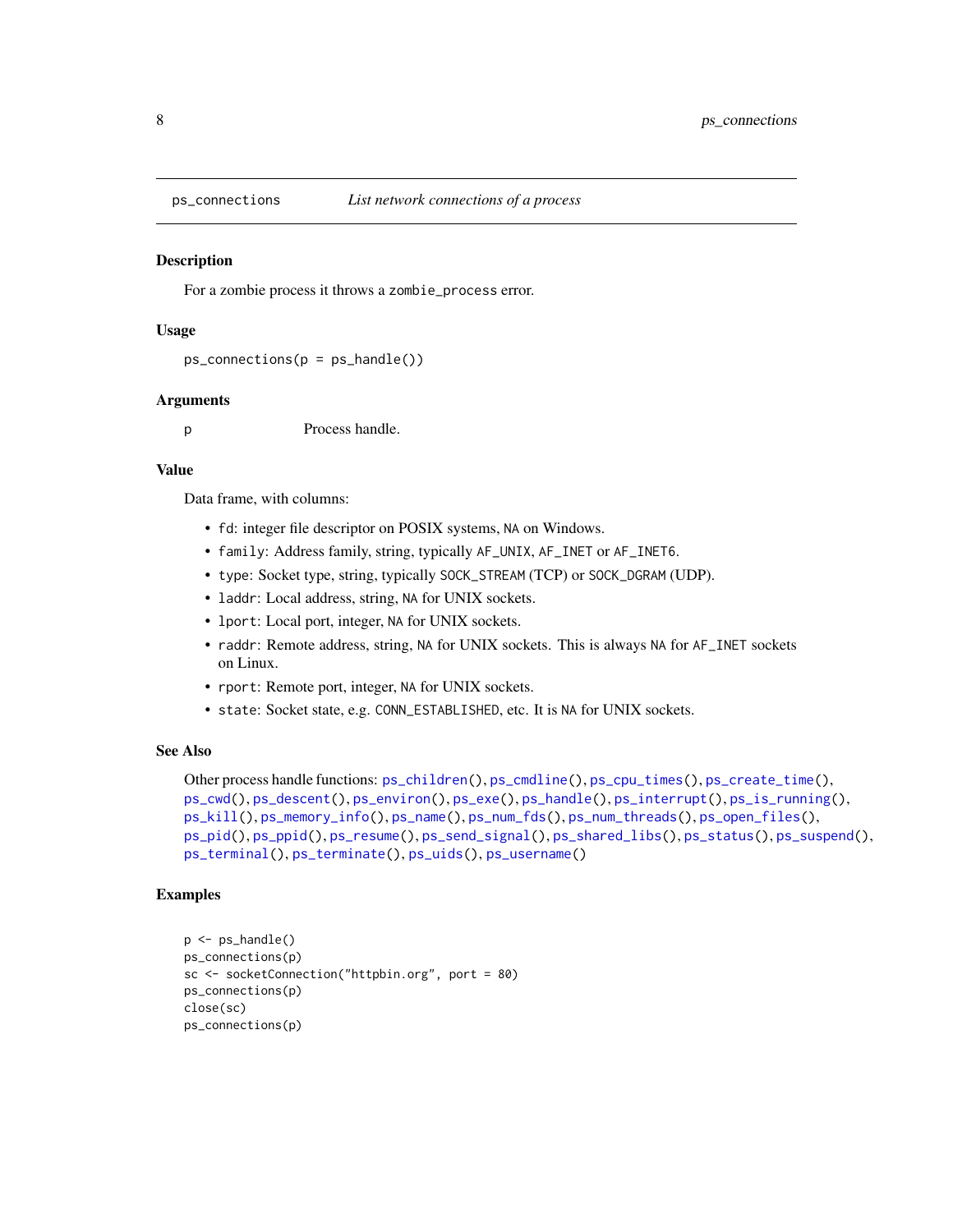## ps_connections — *List network connections of a process*

### Description

For a zombie process it throws a `zombie_process` error.

### Usage

```
ps_connections(p = ps_handle())
```

### Arguments

| | |
|---|---|
| p | Process handle. |

### Value

Data frame, with columns:

- `fd`: integer file descriptor on POSIX systems, `NA` on Windows.
- `family`: Address family, string, typically `AF_UNIX`, `AF_INET` or `AF_INET6`.
- `type`: Socket type, string, typically `SOCK_STREAM` (TCP) or `SOCK_DGRAM` (UDP).
- `laddr`: Local address, string, `NA` for UNIX sockets.
- `lport`: Local port, integer, `NA` for UNIX sockets.
- `raddr`: Remote address, string, `NA` for UNIX sockets. This is always `NA` for `AF_INET` sockets on Linux.
- `rport`: Remote port, integer, `NA` for UNIX sockets.
- `state`: Socket state, e.g. `CONN_ESTABLISHED`, etc. It is `NA` for UNIX sockets.

### See Also

Other process handle functions: `ps_children()`, `ps_cmdline()`, `ps_cpu_times()`, `ps_create_time()`, `ps_cwd()`, `ps_descent()`, `ps_environ()`, `ps_exe()`, `ps_handle()`, `ps_interrupt()`, `ps_is_running()`, `ps_kill()`, `ps_memory_info()`, `ps_name()`, `ps_num_fds()`, `ps_num_threads()`, `ps_open_files()`, `ps_pid()`, `ps_ppid()`, `ps_resume()`, `ps_send_signal()`, `ps_shared_libs()`, `ps_status()`, `ps_suspend()`, `ps_terminal()`, `ps_terminate()`, `ps_uids()`, `ps_username()`

### Examples

```
p <- ps_handle()
ps_connections(p)
sc <- socketConnection("httpbin.org", port = 80)
ps_connections(p)
close(sc)
ps_connections(p)
```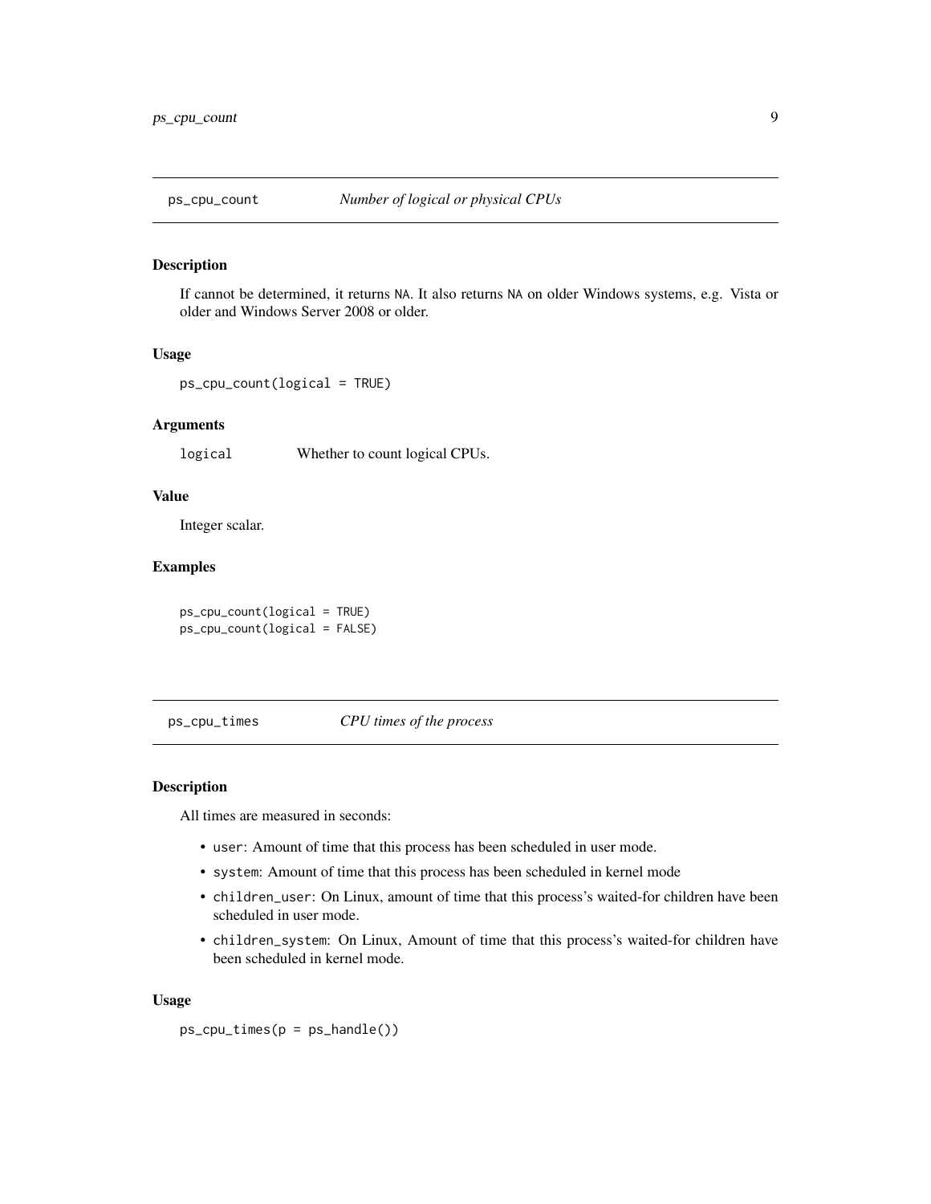## ps_cpu_count *Number of logical or physical CPUs*

### Description

If cannot be determined, it returns `NA`. It also returns `NA` on older Windows systems, e.g. Vista or older and Windows Server 2008 or older.

### Usage

```
ps_cpu_count(logical = TRUE)
```

### Arguments

`logical` Whether to count logical CPUs.

### Value

Integer scalar.

### Examples

```
ps_cpu_count(logical = TRUE)
ps_cpu_count(logical = FALSE)
```

## ps_cpu_times *CPU times of the process*

### Description

All times are measured in seconds:

- `user`: Amount of time that this process has been scheduled in user mode.
- `system`: Amount of time that this process has been scheduled in kernel mode
- `children_user`: On Linux, amount of time that this process's waited-for children have been scheduled in user mode.
- `children_system`: On Linux, Amount of time that this process's waited-for children have been scheduled in kernel mode.

### Usage

```
ps_cpu_times(p = ps_handle())
```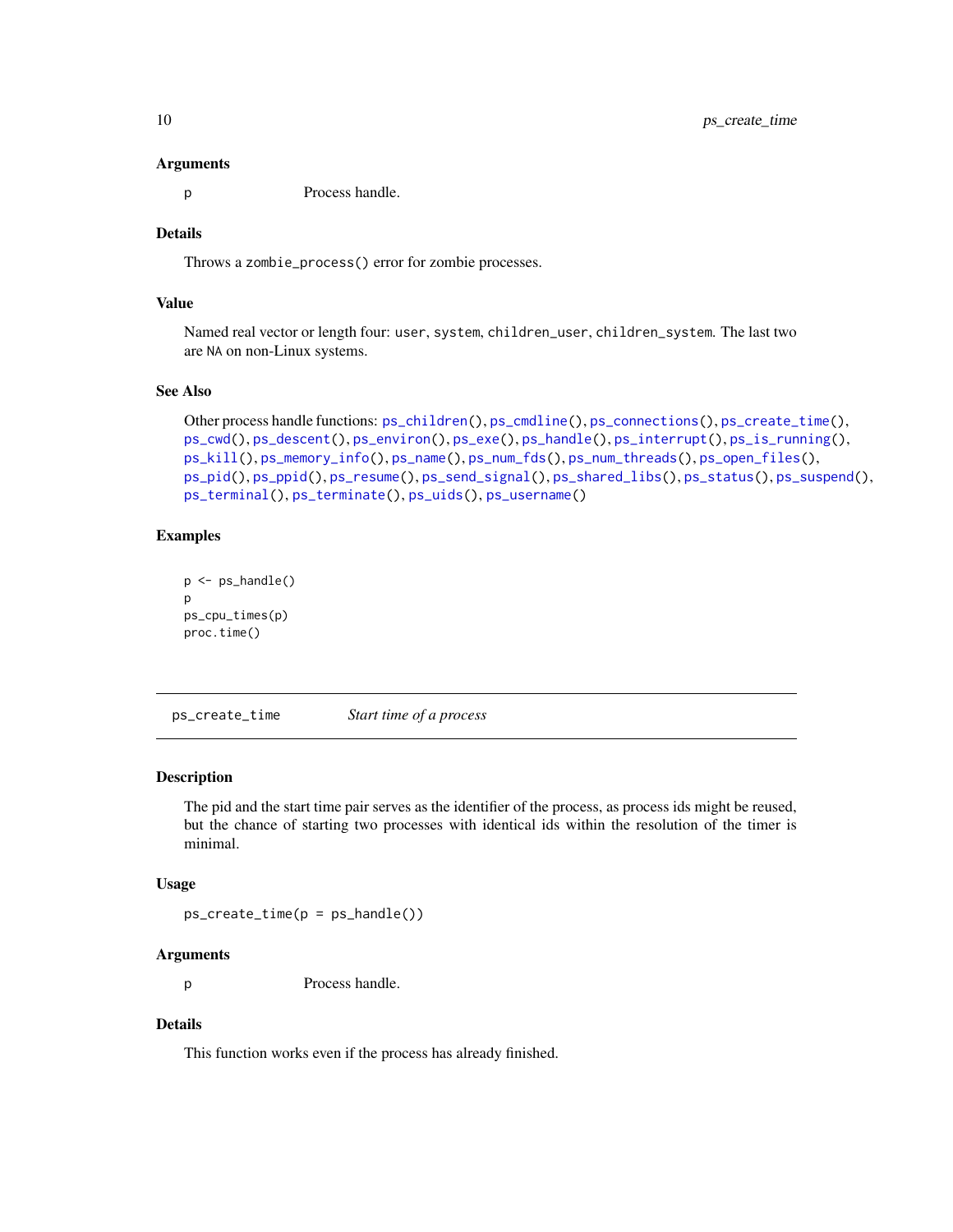### Arguments

p Process handle.

### Details

Throws a `zombie_process()` error for zombie processes.

### Value

Named real vector or length four: `user`, `system`, `children_user`, `children_system`. The last two are `NA` on non-Linux systems.

### See Also

Other process handle functions: `ps_children()`, `ps_cmdline()`, `ps_connections()`, `ps_create_time()`, `ps_cwd()`, `ps_descent()`, `ps_environ()`, `ps_exe()`, `ps_handle()`, `ps_interrupt()`, `ps_is_running()`, `ps_kill()`, `ps_memory_info()`, `ps_name()`, `ps_num_fds()`, `ps_num_threads()`, `ps_open_files()`, `ps_pid()`, `ps_ppid()`, `ps_resume()`, `ps_send_signal()`, `ps_shared_libs()`, `ps_status()`, `ps_suspend()`, `ps_terminal()`, `ps_terminate()`, `ps_uids()`, `ps_username()`

### Examples

```
p <- ps_handle()
p
ps_cpu_times(p)
proc.time()
```

---

## ps_create_time *Start time of a process*

### Description

The pid and the start time pair serves as the identifier of the process, as process ids might be reused, but the chance of starting two processes with identical ids within the resolution of the timer is minimal.

### Usage

```
ps_create_time(p = ps_handle())
```

### Arguments

p Process handle.

### Details

This function works even if the process has already finished.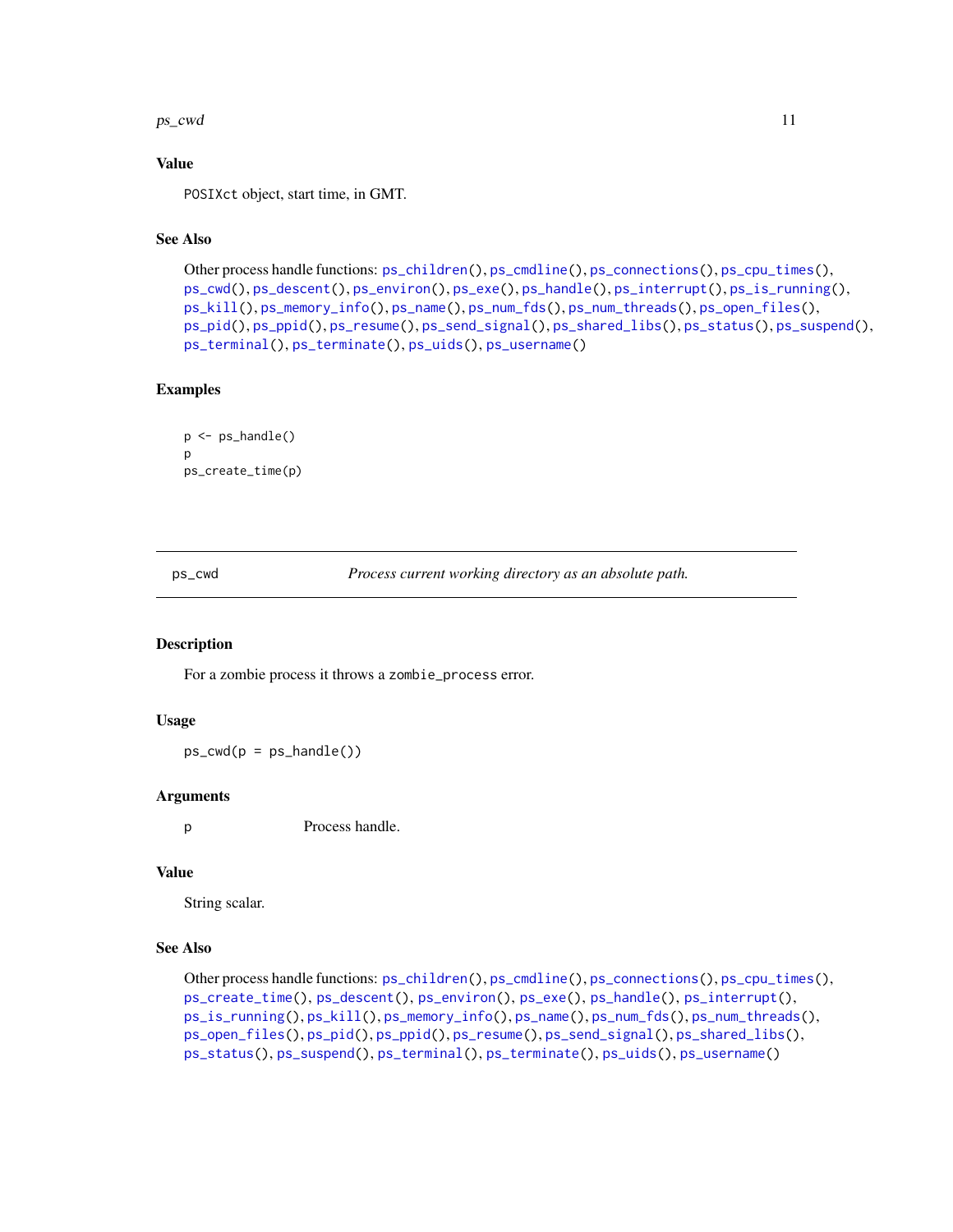### Value

`POSIXct` object, start time, in GMT.

### See Also

Other process handle functions: `ps_children()`, `ps_cmdline()`, `ps_connections()`, `ps_cpu_times()`, `ps_cwd()`, `ps_descent()`, `ps_environ()`, `ps_exe()`, `ps_handle()`, `ps_interrupt()`, `ps_is_running()`, `ps_kill()`, `ps_memory_info()`, `ps_name()`, `ps_num_fds()`, `ps_num_threads()`, `ps_open_files()`, `ps_pid()`, `ps_ppid()`, `ps_resume()`, `ps_send_signal()`, `ps_shared_libs()`, `ps_status()`, `ps_suspend()`, `ps_terminal()`, `ps_terminate()`, `ps_uids()`, `ps_username()`

### Examples

```
p <- ps_handle()
p
ps_create_time(p)
```

---

## ps_cwd — *Process current working directory as an absolute path.*

---

### Description

For a zombie process it throws a `zombie_process` error.

### Usage

```
ps_cwd(p = ps_handle())
```

### Arguments

| | |
|---|---|
| p | Process handle. |

### Value

String scalar.

### See Also

Other process handle functions: `ps_children()`, `ps_cmdline()`, `ps_connections()`, `ps_cpu_times()`, `ps_create_time()`, `ps_descent()`, `ps_environ()`, `ps_exe()`, `ps_handle()`, `ps_interrupt()`, `ps_is_running()`, `ps_kill()`, `ps_memory_info()`, `ps_name()`, `ps_num_fds()`, `ps_num_threads()`, `ps_open_files()`, `ps_pid()`, `ps_ppid()`, `ps_resume()`, `ps_send_signal()`, `ps_shared_libs()`, `ps_status()`, `ps_suspend()`, `ps_terminal()`, `ps_terminate()`, `ps_uids()`, `ps_username()`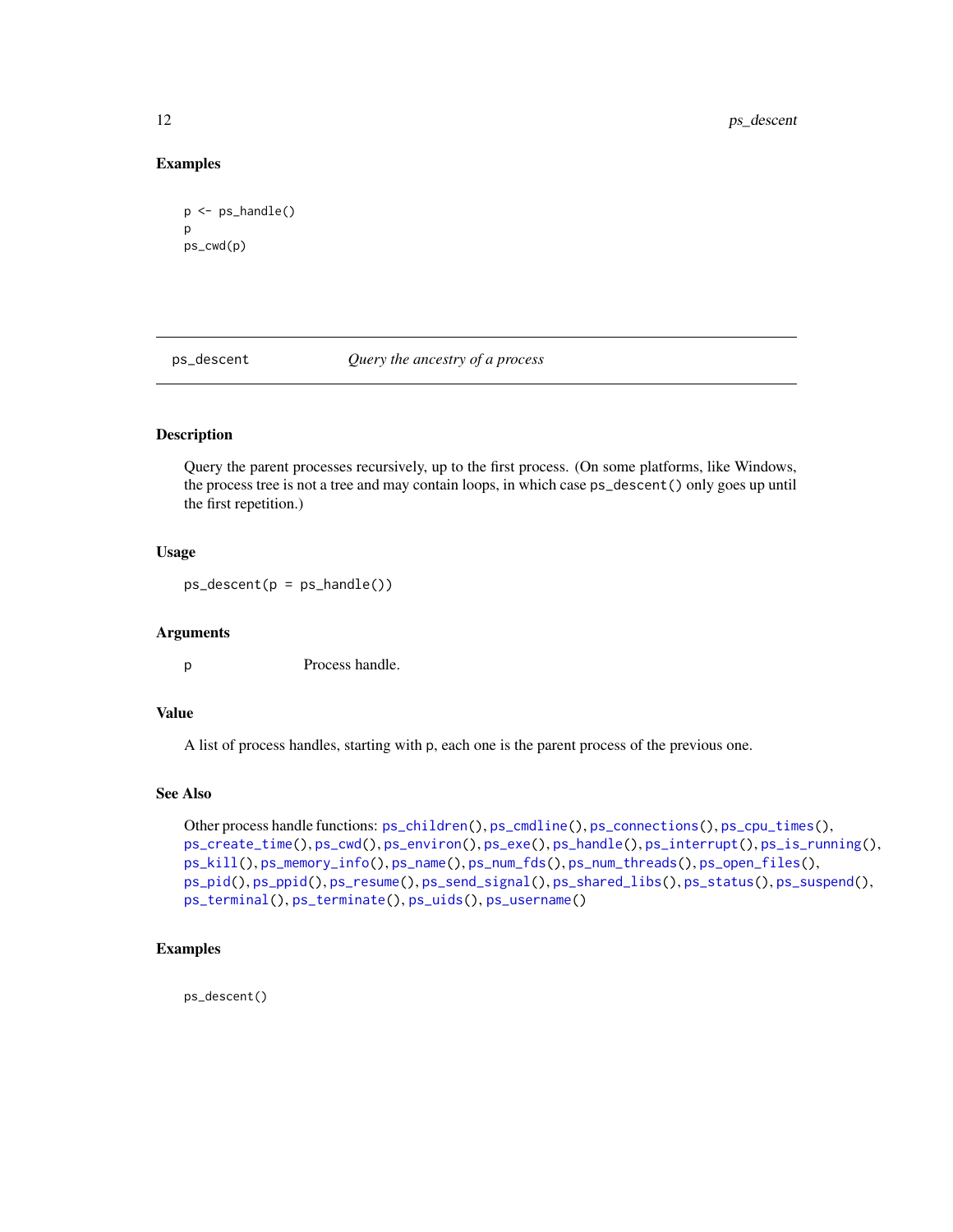## Examples

```
p <- ps_handle()
p
ps_cwd(p)
```

---

# ps_descent — *Query the ancestry of a process*

---

## Description

Query the parent processes recursively, up to the first process. (On some platforms, like Windows, the process tree is not a tree and may contain loops, in which case `ps_descent()` only goes up until the first repetition.)

## Usage

```
ps_descent(p = ps_handle())
```

## Arguments

| | |
|---|---|
| p | Process handle. |

## Value

A list of process handles, starting with `p`, each one is the parent process of the previous one.

## See Also

Other process handle functions: `ps_children()`, `ps_cmdline()`, `ps_connections()`, `ps_cpu_times()`, `ps_create_time()`, `ps_cwd()`, `ps_environ()`, `ps_exe()`, `ps_handle()`, `ps_interrupt()`, `ps_is_running()`, `ps_kill()`, `ps_memory_info()`, `ps_name()`, `ps_num_fds()`, `ps_num_threads()`, `ps_open_files()`, `ps_pid()`, `ps_ppid()`, `ps_resume()`, `ps_send_signal()`, `ps_shared_libs()`, `ps_status()`, `ps_suspend()`, `ps_terminal()`, `ps_terminate()`, `ps_uids()`, `ps_username()`

## Examples

```
ps_descent()
```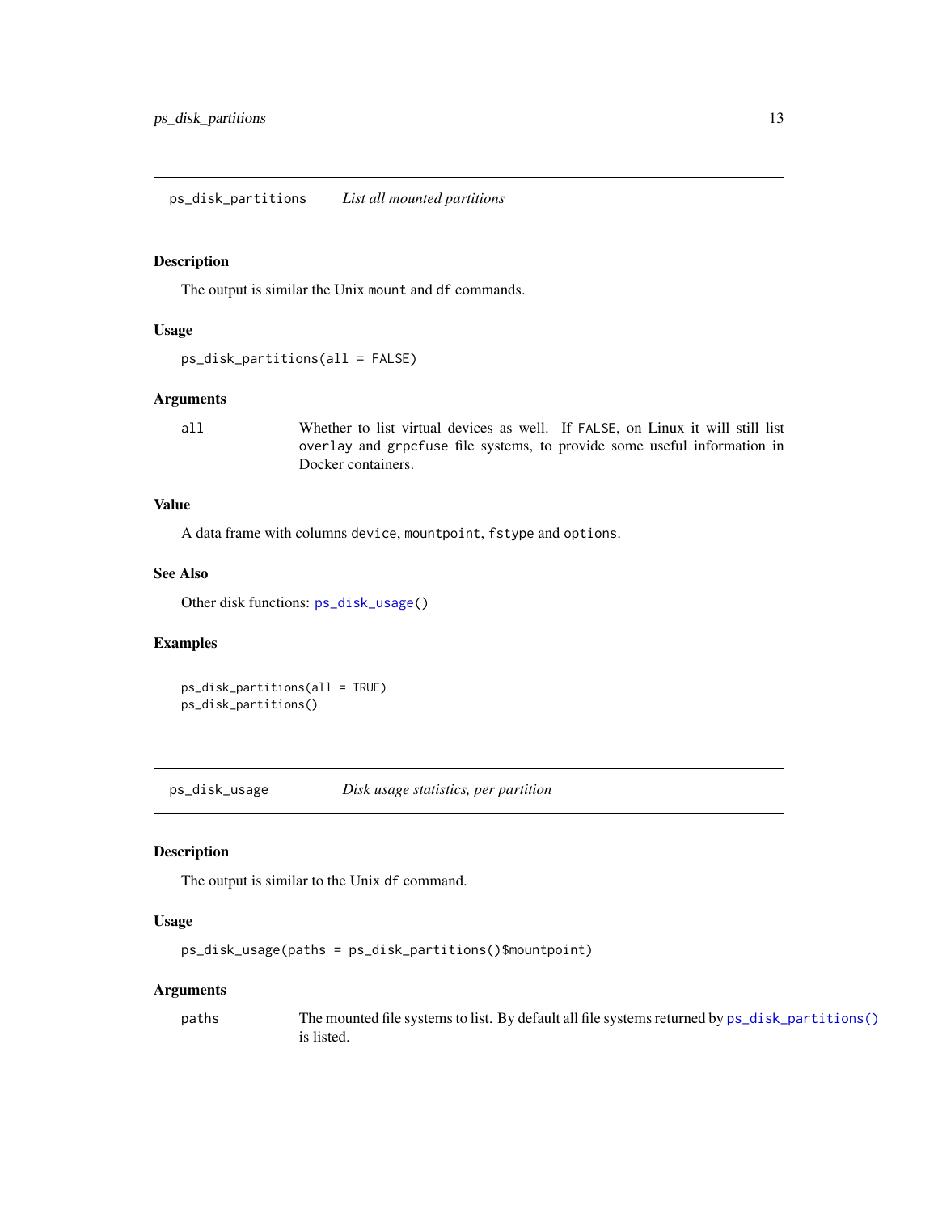## ps_disk_partitions — *List all mounted partitions*

### Description

The output is similar the Unix `mount` and `df` commands.

### Usage

```
ps_disk_partitions(all = FALSE)
```

### Arguments

| | |
|---|---|
| `all` | Whether to list virtual devices as well. If `FALSE`, on Linux it will still list `overlay` and `grpcfuse` file systems, to provide some useful information in Docker containers. |

### Value

A data frame with columns `device`, `mountpoint`, `fstype` and `options`.

### See Also

Other disk functions: `ps_disk_usage()`

### Examples

```
ps_disk_partitions(all = TRUE)
ps_disk_partitions()
```

## ps_disk_usage — *Disk usage statistics, per partition*

### Description

The output is similar to the Unix `df` command.

### Usage

```
ps_disk_usage(paths = ps_disk_partitions()$mountpoint)
```

### Arguments

| | |
|---|---|
| `paths` | The mounted file systems to list. By default all file systems returned by `ps_disk_partitions()` is listed. |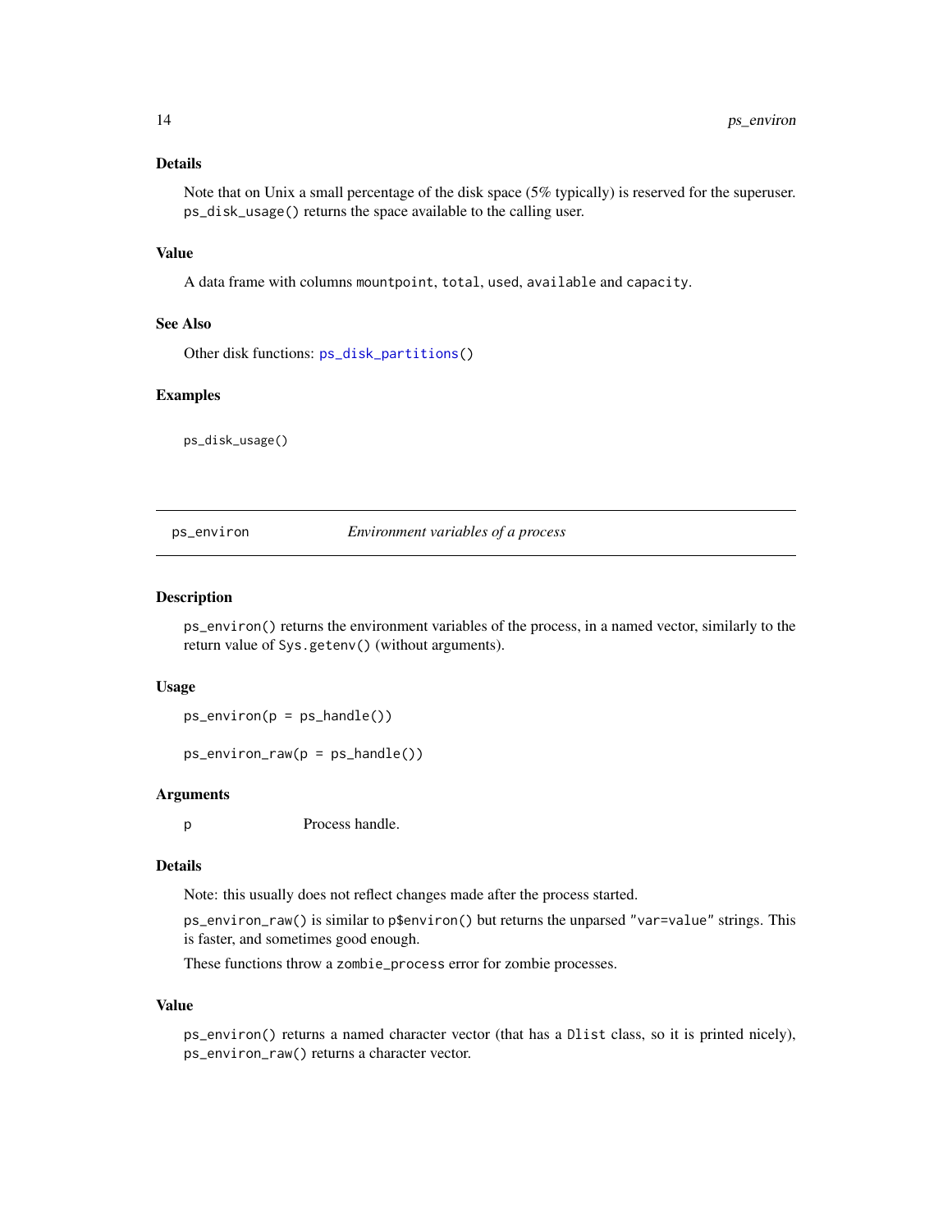### Details

Note that on Unix a small percentage of the disk space (5% typically) is reserved for the superuser. `ps_disk_usage()` returns the space available to the calling user.

### Value

A data frame with columns `mountpoint`, `total`, `used`, `available` and `capacity`.

### See Also

Other disk functions: `ps_disk_partitions()`

### Examples

```
ps_disk_usage()
```

---

## ps_environ — *Environment variables of a process*

### Description

`ps_environ()` returns the environment variables of the process, in a named vector, similarly to the return value of `Sys.getenv()` (without arguments).

### Usage

```
ps_environ(p = ps_handle())

ps_environ_raw(p = ps_handle())
```

### Arguments

| | |
|---|---|
| p | Process handle. |

### Details

Note: this usually does not reflect changes made after the process started.

`ps_environ_raw()` is similar to `p$environ()` but returns the unparsed `"var=value"` strings. This is faster, and sometimes good enough.

These functions throw a `zombie_process` error for zombie processes.

### Value

`ps_environ()` returns a named character vector (that has a `Dlist` class, so it is printed nicely), `ps_environ_raw()` returns a character vector.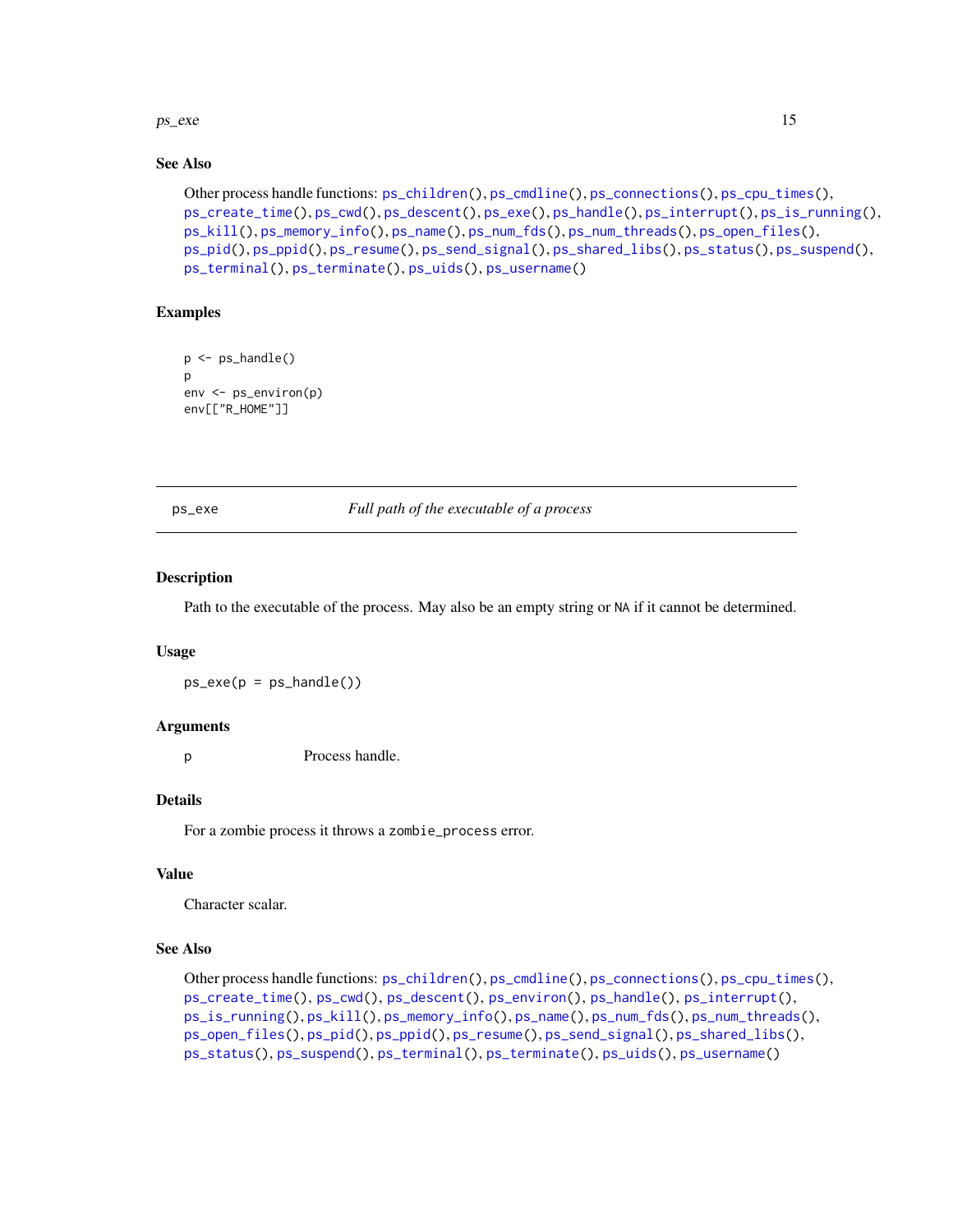### See Also

Other process handle functions: ps_children(), ps_cmdline(), ps_connections(), ps_cpu_times(), ps_create_time(), ps_cwd(), ps_descent(), ps_exe(), ps_handle(), ps_interrupt(), ps_is_running(), ps_kill(), ps_memory_info(), ps_name(), ps_num_fds(), ps_num_threads(), ps_open_files(), ps_pid(), ps_ppid(), ps_resume(), ps_send_signal(), ps_shared_libs(), ps_status(), ps_suspend(), ps_terminal(), ps_terminate(), ps_uids(), ps_username()

### Examples

```
p <- ps_handle()
p
env <- ps_environ(p)
env[["R_HOME"]]
```

---

## ps_exe — *Full path of the executable of a process*

---

### Description

Path to the executable of the process. May also be an empty string or NA if it cannot be determined.

### Usage

```
ps_exe(p = ps_handle())
```

### Arguments

| | |
|---|---|
| p | Process handle. |

### Details

For a zombie process it throws a `zombie_process` error.

### Value

Character scalar.

### See Also

Other process handle functions: ps_children(), ps_cmdline(), ps_connections(), ps_cpu_times(), ps_create_time(), ps_cwd(), ps_descent(), ps_environ(), ps_handle(), ps_interrupt(), ps_is_running(), ps_kill(), ps_memory_info(), ps_name(), ps_num_fds(), ps_num_threads(), ps_open_files(), ps_pid(), ps_ppid(), ps_resume(), ps_send_signal(), ps_shared_libs(), ps_status(), ps_suspend(), ps_terminal(), ps_terminate(), ps_uids(), ps_username()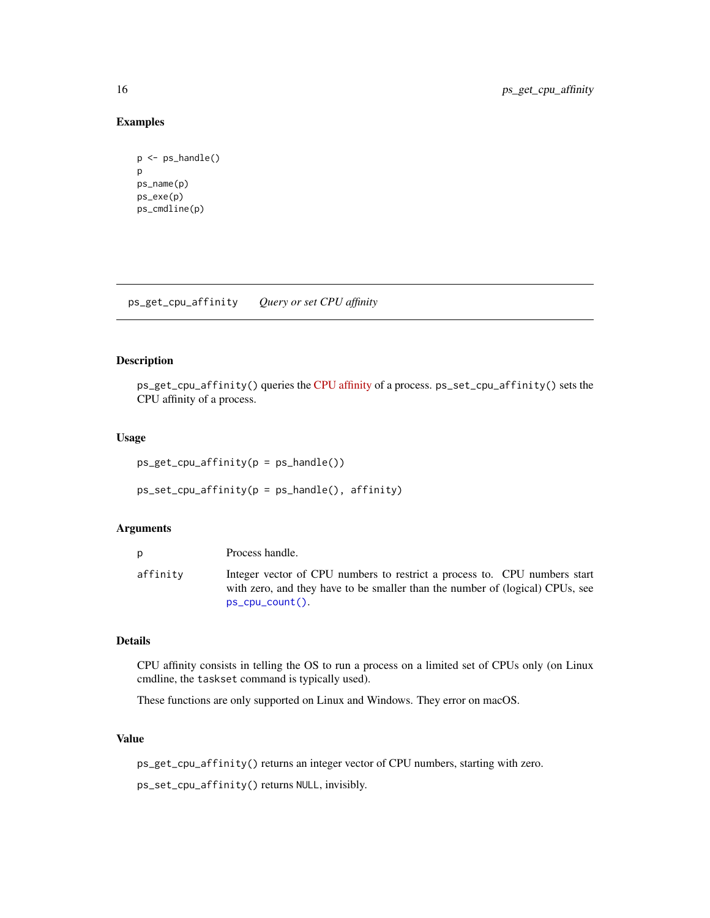### Examples

```
p <- ps_handle()
p
ps_name(p)
ps_exe(p)
ps_cmdline(p)
```

---

## ps_get_cpu_affinity    *Query or set CPU affinity*

---

### Description

`ps_get_cpu_affinity()` queries the CPU affinity of a process. `ps_set_cpu_affinity()` sets the CPU affinity of a process.

### Usage

```
ps_get_cpu_affinity(p = ps_handle())

ps_set_cpu_affinity(p = ps_handle(), affinity)
```

### Arguments

| | |
|---|---|
| `p` | Process handle. |
| `affinity` | Integer vector of CPU numbers to restrict a process to. CPU numbers start with zero, and they have to be smaller than the number of (logical) CPUs, see `ps_cpu_count()`. |

### Details

CPU affinity consists in telling the OS to run a process on a limited set of CPUs only (on Linux cmdline, the `taskset` command is typically used).

These functions are only supported on Linux and Windows. They error on macOS.

### Value

`ps_get_cpu_affinity()` returns an integer vector of CPU numbers, starting with zero.

`ps_set_cpu_affinity()` returns `NULL`, invisibly.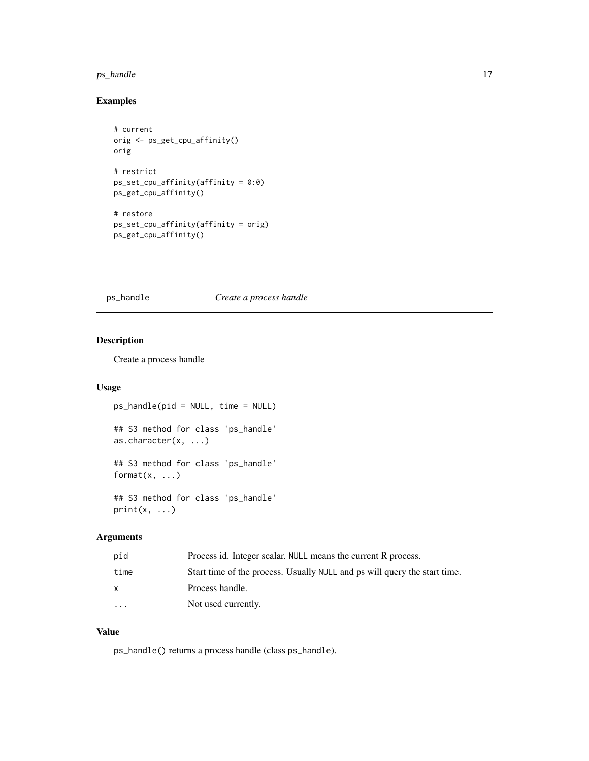## Examples

```
# current
orig <- ps_get_cpu_affinity()
orig

# restrict
ps_set_cpu_affinity(affinity = 0:0)
ps_get_cpu_affinity()

# restore
ps_set_cpu_affinity(affinity = orig)
ps_get_cpu_affinity()
```

---

# ps_handle *Create a process handle*

---

## Description

Create a process handle

## Usage

```
ps_handle(pid = NULL, time = NULL)

## S3 method for class 'ps_handle'
as.character(x, ...)

## S3 method for class 'ps_handle'
format(x, ...)

## S3 method for class 'ps_handle'
print(x, ...)
```

## Arguments

| | |
|---|---|
| pid | Process id. Integer scalar. NULL means the current R process. |
| time | Start time of the process. Usually NULL and ps will query the start time. |
| x | Process handle. |
| ... | Not used currently. |

## Value

`ps_handle()` returns a process handle (class `ps_handle`).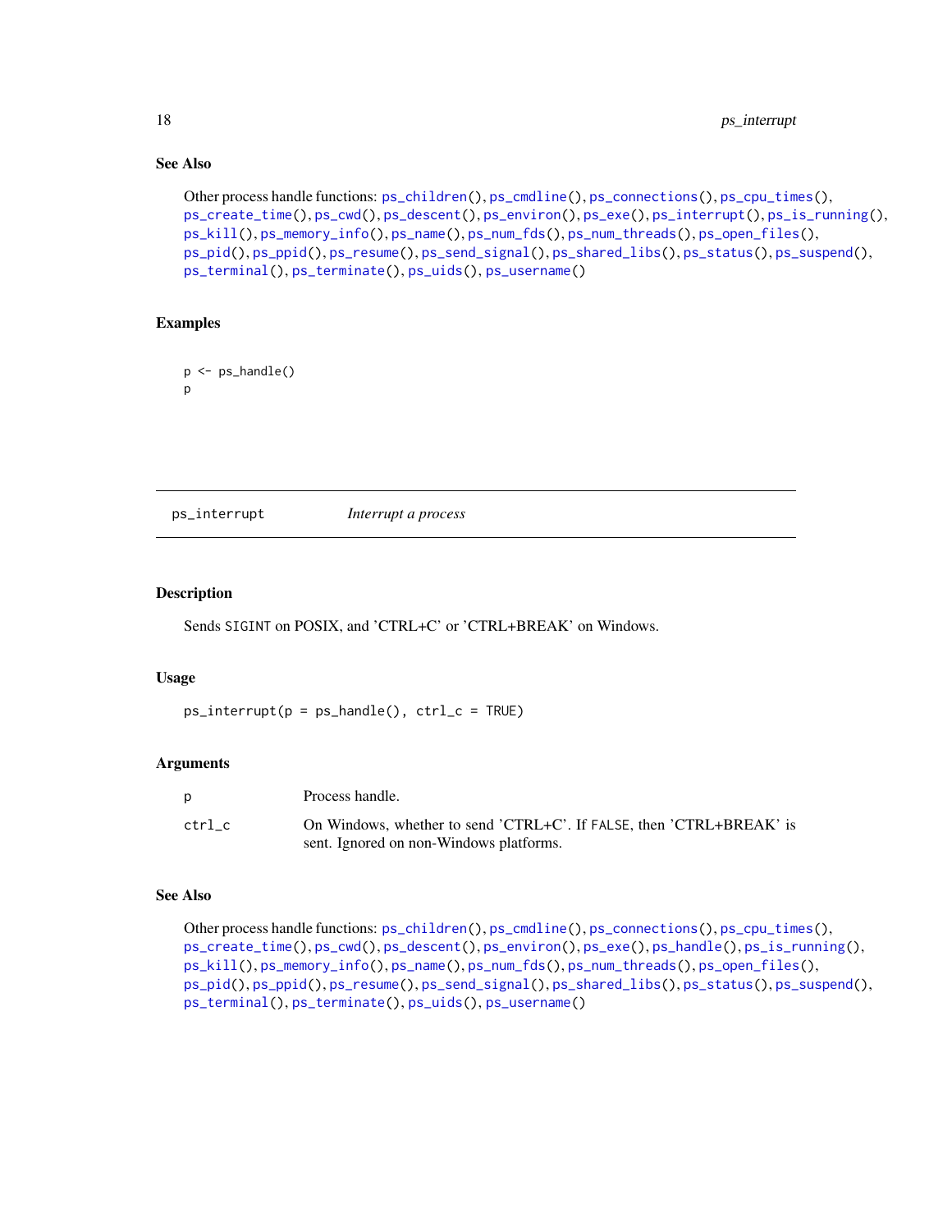### See Also

Other process handle functions: ps_children(), ps_cmdline(), ps_connections(), ps_cpu_times(), ps_create_time(), ps_cwd(), ps_descent(), ps_environ(), ps_exe(), ps_interrupt(), ps_is_running(), ps_kill(), ps_memory_info(), ps_name(), ps_num_fds(), ps_num_threads(), ps_open_files(), ps_pid(), ps_ppid(), ps_resume(), ps_send_signal(), ps_shared_libs(), ps_status(), ps_suspend(), ps_terminal(), ps_terminate(), ps_uids(), ps_username()

### Examples

```
p <- ps_handle()
p
```

---

## ps_interrupt *Interrupt a process*

### Description

Sends SIGINT on POSIX, and 'CTRL+C' or 'CTRL+BREAK' on Windows.

### Usage

```
ps_interrupt(p = ps_handle(), ctrl_c = TRUE)
```

### Arguments

| | |
|---|---|
| p | Process handle. |
| ctrl_c | On Windows, whether to send 'CTRL+C'. If FALSE, then 'CTRL+BREAK' is sent. Ignored on non-Windows platforms. |

### See Also

Other process handle functions: ps_children(), ps_cmdline(), ps_connections(), ps_cpu_times(), ps_create_time(), ps_cwd(), ps_descent(), ps_environ(), ps_exe(), ps_handle(), ps_is_running(), ps_kill(), ps_memory_info(), ps_name(), ps_num_fds(), ps_num_threads(), ps_open_files(), ps_pid(), ps_ppid(), ps_resume(), ps_send_signal(), ps_shared_libs(), ps_status(), ps_suspend(), ps_terminal(), ps_terminate(), ps_uids(), ps_username()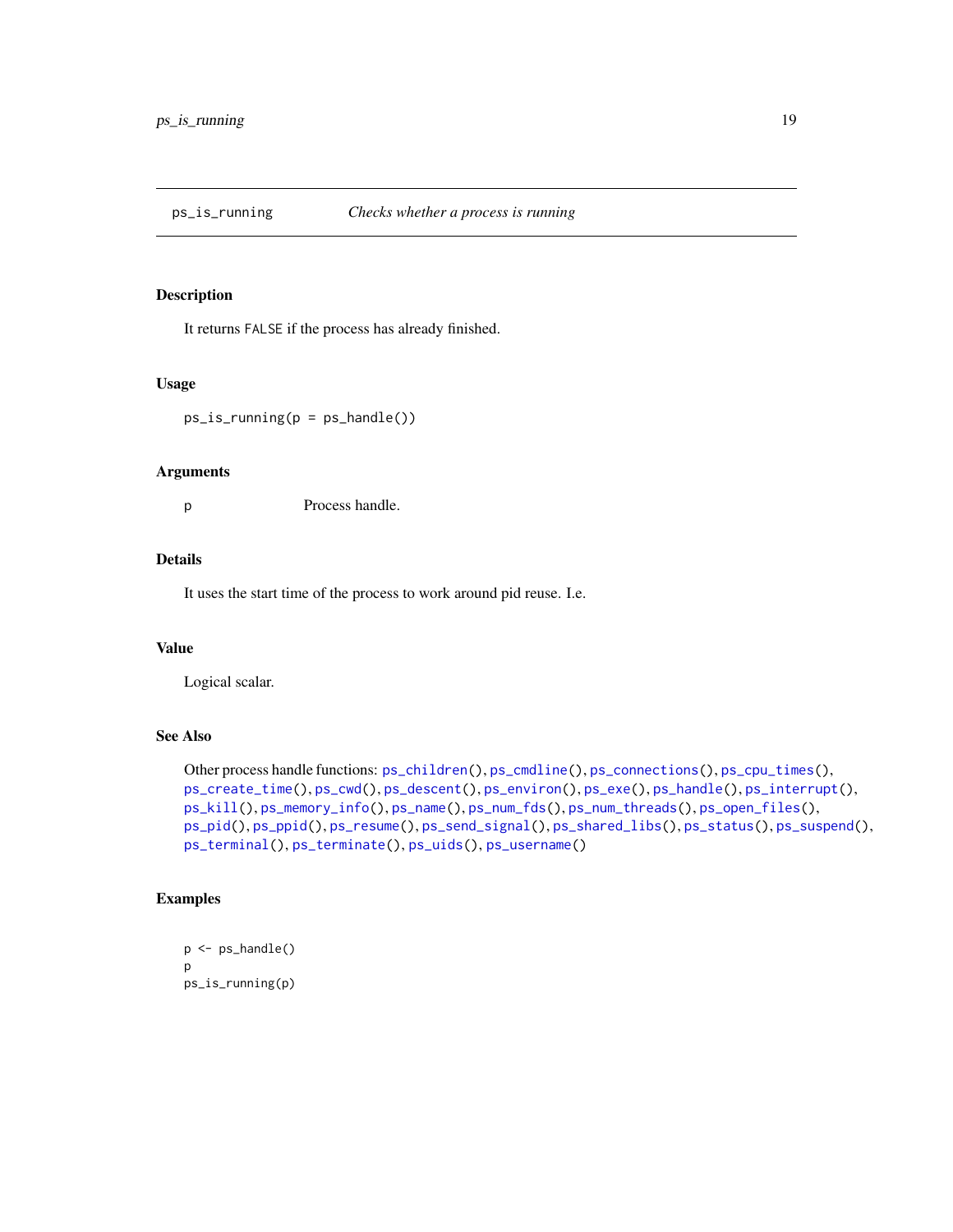## ps_is_running — *Checks whether a process is running*

### Description

It returns `FALSE` if the process has already finished.

### Usage

```
ps_is_running(p = ps_handle())
```

### Arguments

| | |
|---|---|
| `p` | Process handle. |

### Details

It uses the start time of the process to work around pid reuse. I.e.

### Value

Logical scalar.

### See Also

Other process handle functions: `ps_children()`, `ps_cmdline()`, `ps_connections()`, `ps_cpu_times()`, `ps_create_time()`, `ps_cwd()`, `ps_descent()`, `ps_environ()`, `ps_exe()`, `ps_handle()`, `ps_interrupt()`, `ps_kill()`, `ps_memory_info()`, `ps_name()`, `ps_num_fds()`, `ps_num_threads()`, `ps_open_files()`, `ps_pid()`, `ps_ppid()`, `ps_resume()`, `ps_send_signal()`, `ps_shared_libs()`, `ps_status()`, `ps_suspend()`, `ps_terminal()`, `ps_terminate()`, `ps_uids()`, `ps_username()`

### Examples

```
p <- ps_handle()
p
ps_is_running(p)
```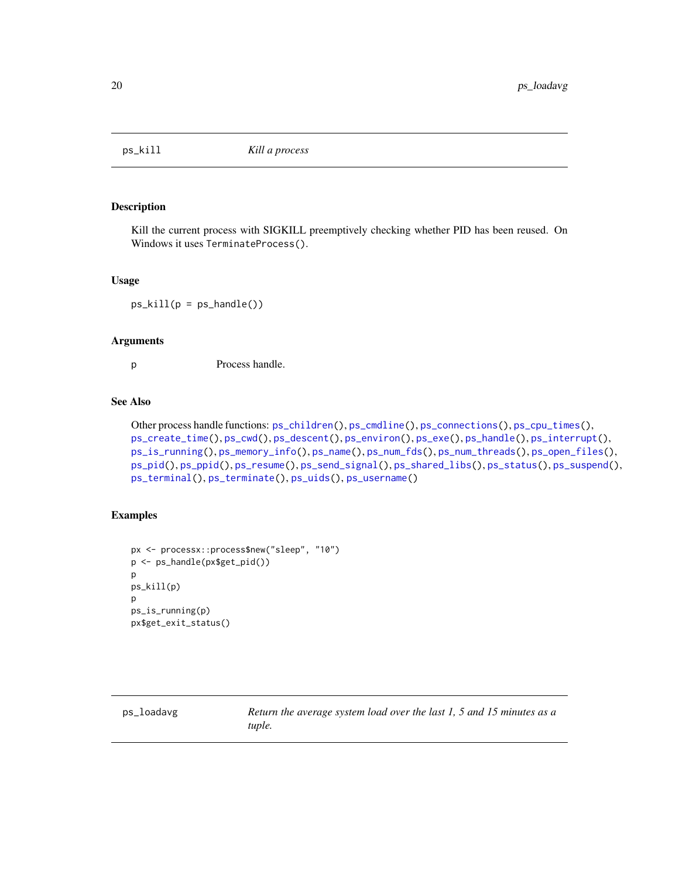## ps_kill — *Kill a process*

### Description

Kill the current process with SIGKILL preemptively checking whether PID has been reused. On Windows it uses `TerminateProcess()`.

### Usage

```
ps_kill(p = ps_handle())
```

### Arguments

| | |
|---|---|
| `p` | Process handle. |

### See Also

Other process handle functions: `ps_children()`, `ps_cmdline()`, `ps_connections()`, `ps_cpu_times()`, `ps_create_time()`, `ps_cwd()`, `ps_descent()`, `ps_environ()`, `ps_exe()`, `ps_handle()`, `ps_interrupt()`, `ps_is_running()`, `ps_memory_info()`, `ps_name()`, `ps_num_fds()`, `ps_num_threads()`, `ps_open_files()`, `ps_pid()`, `ps_ppid()`, `ps_resume()`, `ps_send_signal()`, `ps_shared_libs()`, `ps_status()`, `ps_suspend()`, `ps_terminal()`, `ps_terminate()`, `ps_uids()`, `ps_username()`

### Examples

```
px <- processx::process$new("sleep", "10")
p <- ps_handle(px$get_pid())
p
ps_kill(p)
p
ps_is_running(p)
px$get_exit_status()
```

## ps_loadavg — *Return the average system load over the last 1, 5 and 15 minutes as a tuple.*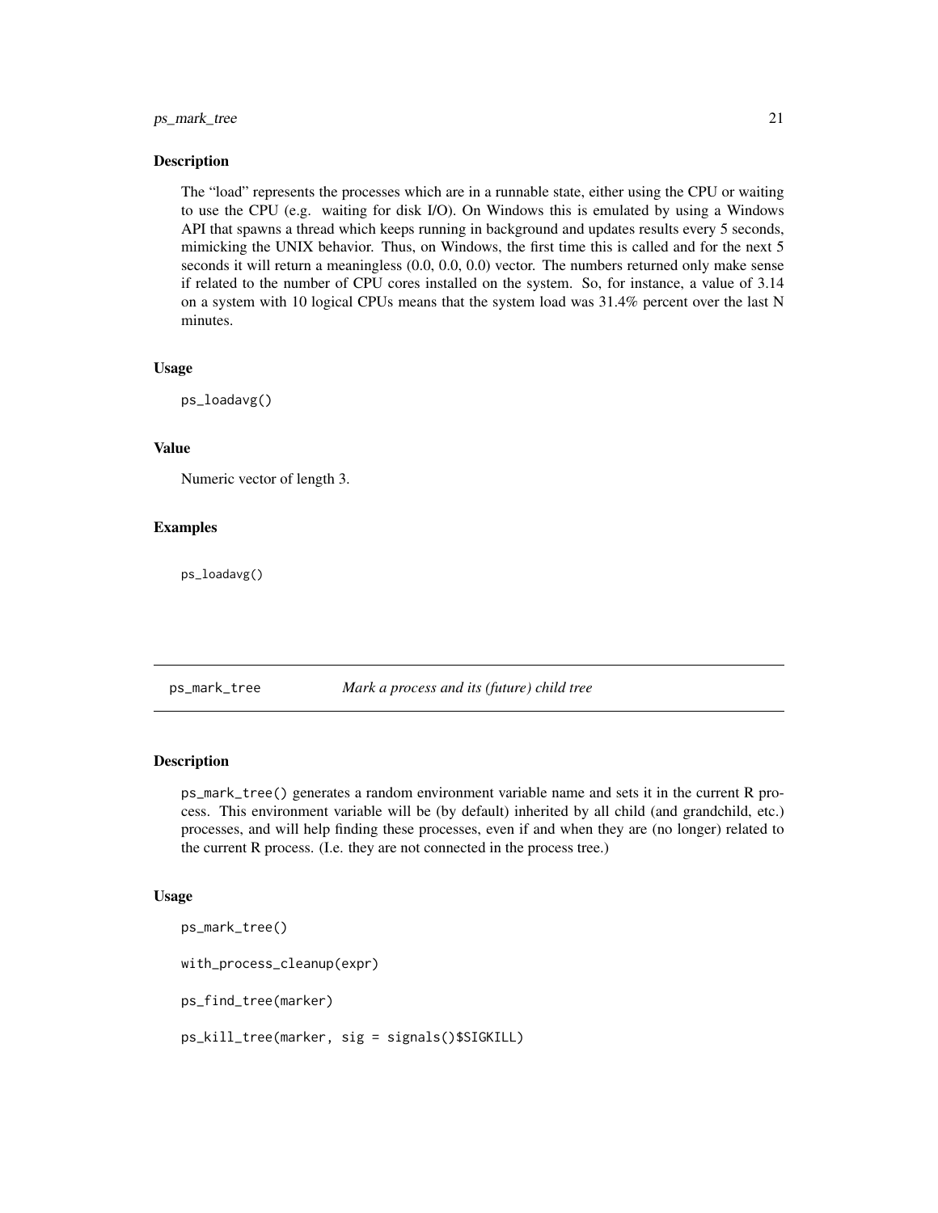## Description

The "load" represents the processes which are in a runnable state, either using the CPU or waiting to use the CPU (e.g. waiting for disk I/O). On Windows this is emulated by using a Windows API that spawns a thread which keeps running in background and updates results every 5 seconds, mimicking the UNIX behavior. Thus, on Windows, the first time this is called and for the next 5 seconds it will return a meaningless (0.0, 0.0, 0.0) vector. The numbers returned only make sense if related to the number of CPU cores installed on the system. So, for instance, a value of 3.14 on a system with 10 logical CPUs means that the system load was 31.4% percent over the last N minutes.

## Usage

```
ps_loadavg()
```

## Value

Numeric vector of length 3.

## Examples

```
ps_loadavg()
```

---

# ps_mark_tree — *Mark a process and its (future) child tree*

## Description

ps_mark_tree() generates a random environment variable name and sets it in the current R process. This environment variable will be (by default) inherited by all child (and grandchild, etc.) processes, and will help finding these processes, even if and when they are (no longer) related to the current R process. (I.e. they are not connected in the process tree.)

## Usage

```
ps_mark_tree()

with_process_cleanup(expr)

ps_find_tree(marker)

ps_kill_tree(marker, sig = signals()$SIGKILL)
```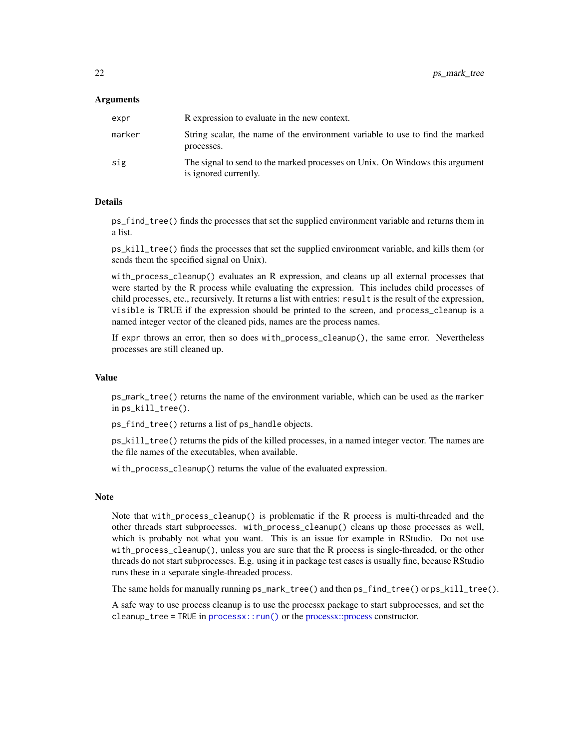### Arguments

| | |
|---|---|
| `expr` | R expression to evaluate in the new context. |
| `marker` | String scalar, the name of the environment variable to use to find the marked processes. |
| `sig` | The signal to send to the marked processes on Unix. On Windows this argument is ignored currently. |

### Details

`ps_find_tree()` finds the processes that set the supplied environment variable and returns them in a list.

`ps_kill_tree()` finds the processes that set the supplied environment variable, and kills them (or sends them the specified signal on Unix).

`with_process_cleanup()` evaluates an R expression, and cleans up all external processes that were started by the R process while evaluating the expression. This includes child processes of child processes, etc., recursively. It returns a list with entries: `result` is the result of the expression, `visible` is TRUE if the expression should be printed to the screen, and `process_cleanup` is a named integer vector of the cleaned pids, names are the process names.

If `expr` throws an error, then so does `with_process_cleanup()`, the same error. Nevertheless processes are still cleaned up.

### Value

`ps_mark_tree()` returns the name of the environment variable, which can be used as the `marker` in `ps_kill_tree()`.

`ps_find_tree()` returns a list of `ps_handle` objects.

`ps_kill_tree()` returns the pids of the killed processes, in a named integer vector. The names are the file names of the executables, when available.

`with_process_cleanup()` returns the value of the evaluated expression.

### Note

Note that `with_process_cleanup()` is problematic if the R process is multi-threaded and the other threads start subprocesses. `with_process_cleanup()` cleans up those processes as well, which is probably not what you want. This is an issue for example in RStudio. Do not use `with_process_cleanup()`, unless you are sure that the R process is single-threaded, or the other threads do not start subprocesses. E.g. using it in package test cases is usually fine, because RStudio runs these in a separate single-threaded process.

The same holds for manually running `ps_mark_tree()` and then `ps_find_tree()` or `ps_kill_tree()`.

A safe way to use process cleanup is to use the processx package to start subprocesses, and set the `cleanup_tree = TRUE` in `processx::run()` or the processx::process constructor.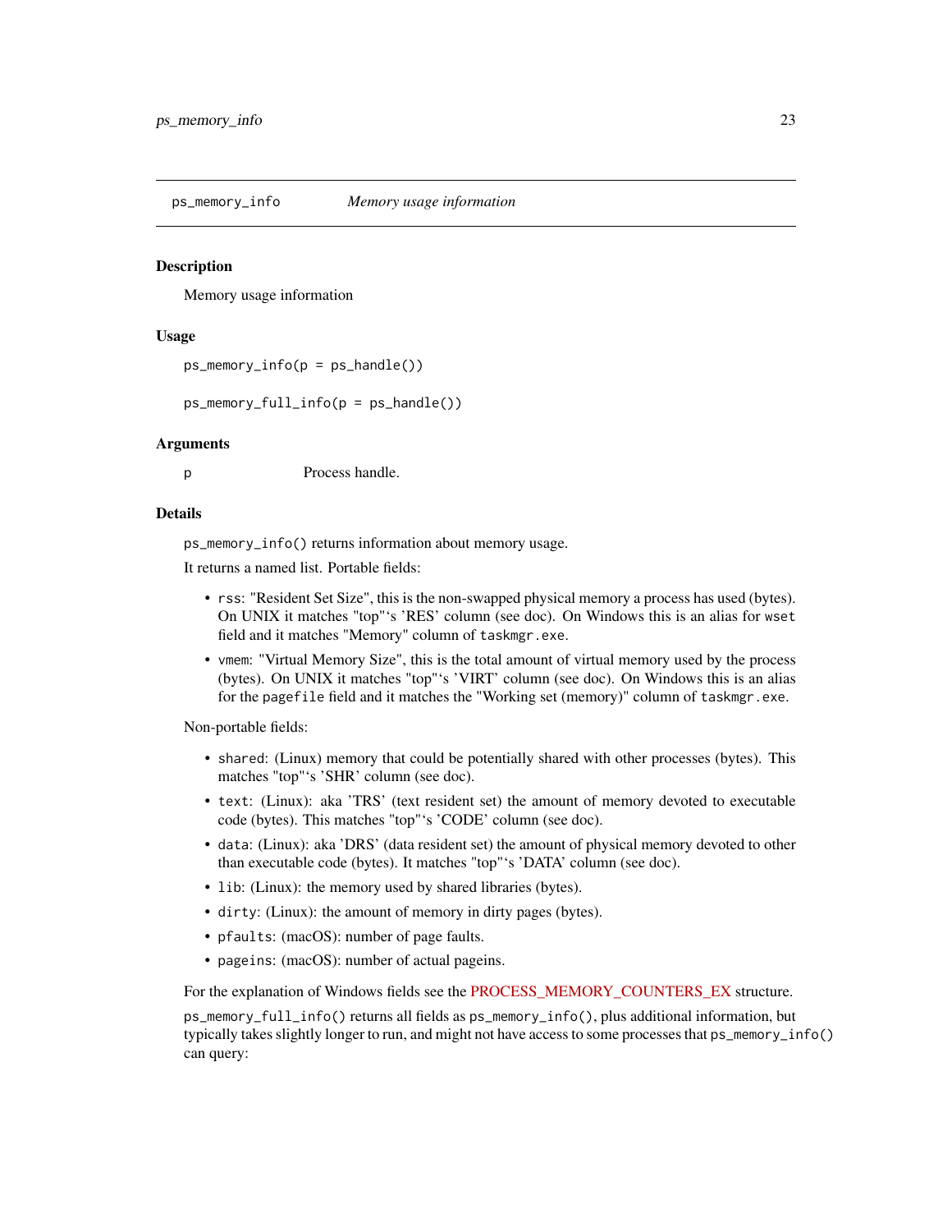## ps_memory_info — *Memory usage information*

### Description

Memory usage information

### Usage

```
ps_memory_info(p = ps_handle())

ps_memory_full_info(p = ps_handle())
```

### Arguments

| | |
|---|---|
| p | Process handle. |

### Details

`ps_memory_info()` returns information about memory usage.

It returns a named list. Portable fields:

- `rss`: "Resident Set Size", this is the non-swapped physical memory a process has used (bytes). On UNIX it matches "top"‘s 'RES' column (see doc). On Windows this is an alias for `wset` field and it matches "Memory" column of `taskmgr.exe`.
- `vmem`: "Virtual Memory Size", this is the total amount of virtual memory used by the process (bytes). On UNIX it matches "top"‘s 'VIRT' column (see doc). On Windows this is an alias for the `pagefile` field and it matches the "Working set (memory)" column of `taskmgr.exe`.

Non-portable fields:

- `shared`: (Linux) memory that could be potentially shared with other processes (bytes). This matches "top"‘s 'SHR' column (see doc).
- `text`: (Linux): aka 'TRS' (text resident set) the amount of memory devoted to executable code (bytes). This matches "top"‘s 'CODE' column (see doc).
- `data`: (Linux): aka 'DRS' (data resident set) the amount of physical memory devoted to other than executable code (bytes). It matches "top"‘s 'DATA' column (see doc).
- `lib`: (Linux): the memory used by shared libraries (bytes).
- `dirty`: (Linux): the amount of memory in dirty pages (bytes).
- `pfaults`: (macOS): number of page faults.
- `pageins`: (macOS): number of actual pageins.

For the explanation of Windows fields see the PROCESS_MEMORY_COUNTERS_EX structure.

`ps_memory_full_info()` returns all fields as `ps_memory_info()`, plus additional information, but typically takes slightly longer to run, and might not have access to some processes that `ps_memory_info()` can query: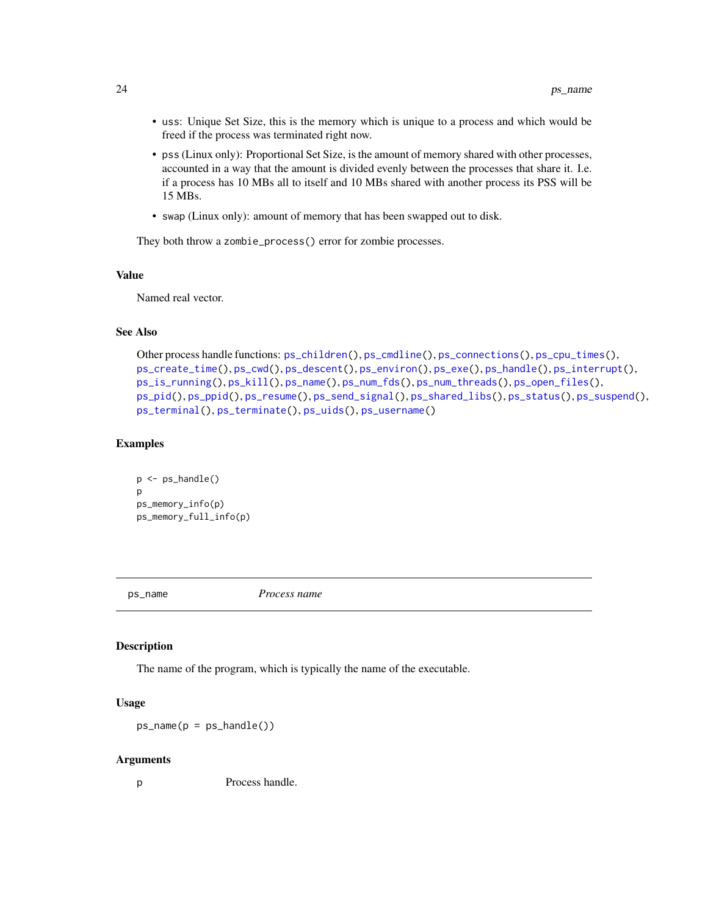- `uss`: Unique Set Size, this is the memory which is unique to a process and which would be freed if the process was terminated right now.
- `pss` (Linux only): Proportional Set Size, is the amount of memory shared with other processes, accounted in a way that the amount is divided evenly between the processes that share it. I.e. if a process has 10 MBs all to itself and 10 MBs shared with another process its PSS will be 15 MBs.
- `swap` (Linux only): amount of memory that has been swapped out to disk.

They both throw a `zombie_process()` error for zombie processes.

### Value

Named real vector.

### See Also

Other process handle functions: `ps_children()`, `ps_cmdline()`, `ps_connections()`, `ps_cpu_times()`, `ps_create_time()`, `ps_cwd()`, `ps_descent()`, `ps_environ()`, `ps_exe()`, `ps_handle()`, `ps_interrupt()`, `ps_is_running()`, `ps_kill()`, `ps_name()`, `ps_num_fds()`, `ps_num_threads()`, `ps_open_files()`, `ps_pid()`, `ps_ppid()`, `ps_resume()`, `ps_send_signal()`, `ps_shared_libs()`, `ps_status()`, `ps_suspend()`, `ps_terminal()`, `ps_terminate()`, `ps_uids()`, `ps_username()`

### Examples

```
p <- ps_handle()
p
ps_memory_info(p)
ps_memory_full_info(p)
```

---

## ps_name — *Process name*

### Description

The name of the program, which is typically the name of the executable.

### Usage

```
ps_name(p = ps_handle())
```

### Arguments

| | |
|---|---|
| p | Process handle. |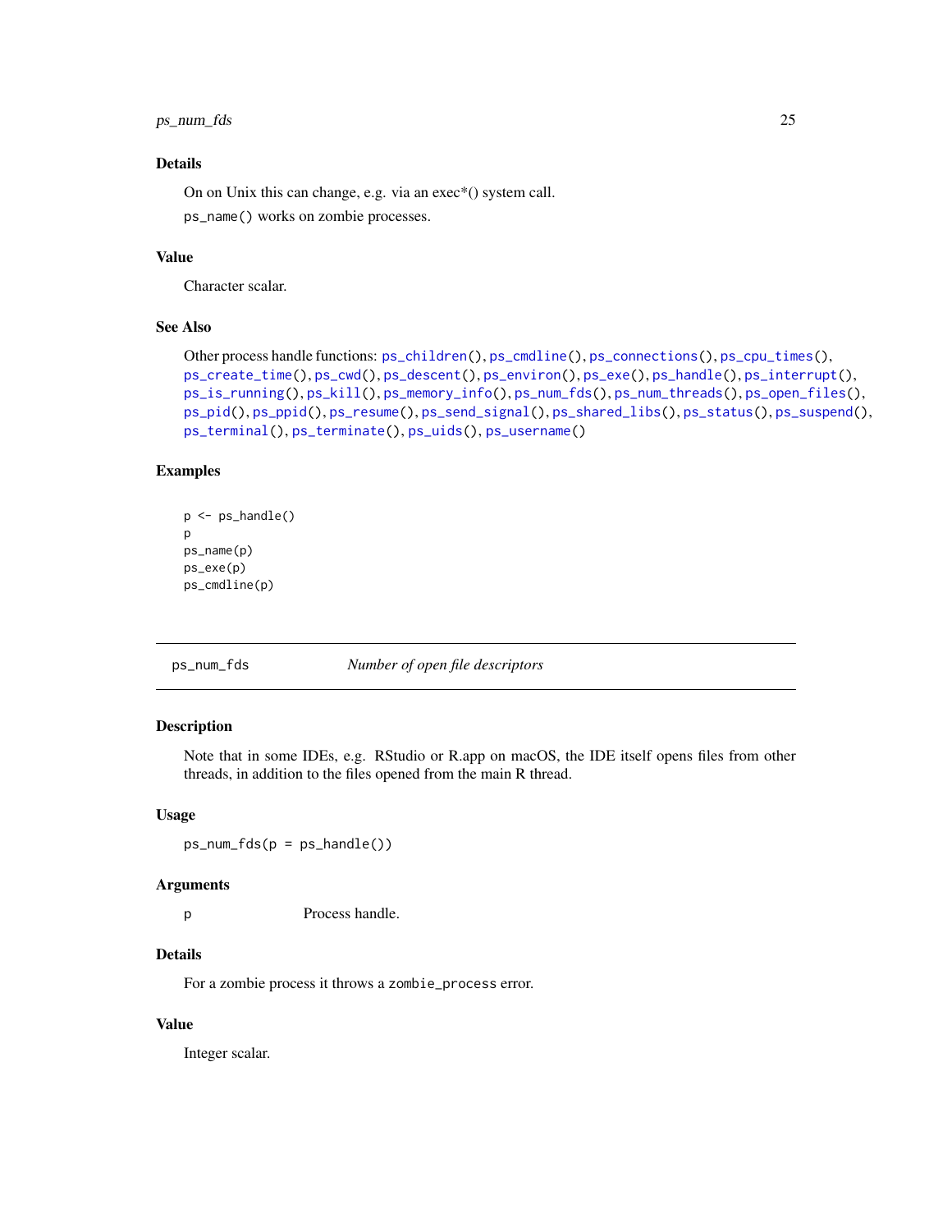### Details

On on Unix this can change, e.g. via an exec*() system call.

`ps_name()` works on zombie processes.

### Value

Character scalar.

### See Also

Other process handle functions: `ps_children()`, `ps_cmdline()`, `ps_connections()`, `ps_cpu_times()`, `ps_create_time()`, `ps_cwd()`, `ps_descent()`, `ps_environ()`, `ps_exe()`, `ps_handle()`, `ps_interrupt()`, `ps_is_running()`, `ps_kill()`, `ps_memory_info()`, `ps_num_fds()`, `ps_num_threads()`, `ps_open_files()`, `ps_pid()`, `ps_ppid()`, `ps_resume()`, `ps_send_signal()`, `ps_shared_libs()`, `ps_status()`, `ps_suspend()`, `ps_terminal()`, `ps_terminate()`, `ps_uids()`, `ps_username()`

### Examples

```
p <- ps_handle()
p
ps_name(p)
ps_exe(p)
ps_cmdline(p)
```

## ps_num_fds — *Number of open file descriptors*

### Description

Note that in some IDEs, e.g. RStudio or R.app on macOS, the IDE itself opens files from other threads, in addition to the files opened from the main R thread.

### Usage

```
ps_num_fds(p = ps_handle())
```

### Arguments

| | |
|---|---|
| p | Process handle. |

### Details

For a zombie process it throws a `zombie_process` error.

### Value

Integer scalar.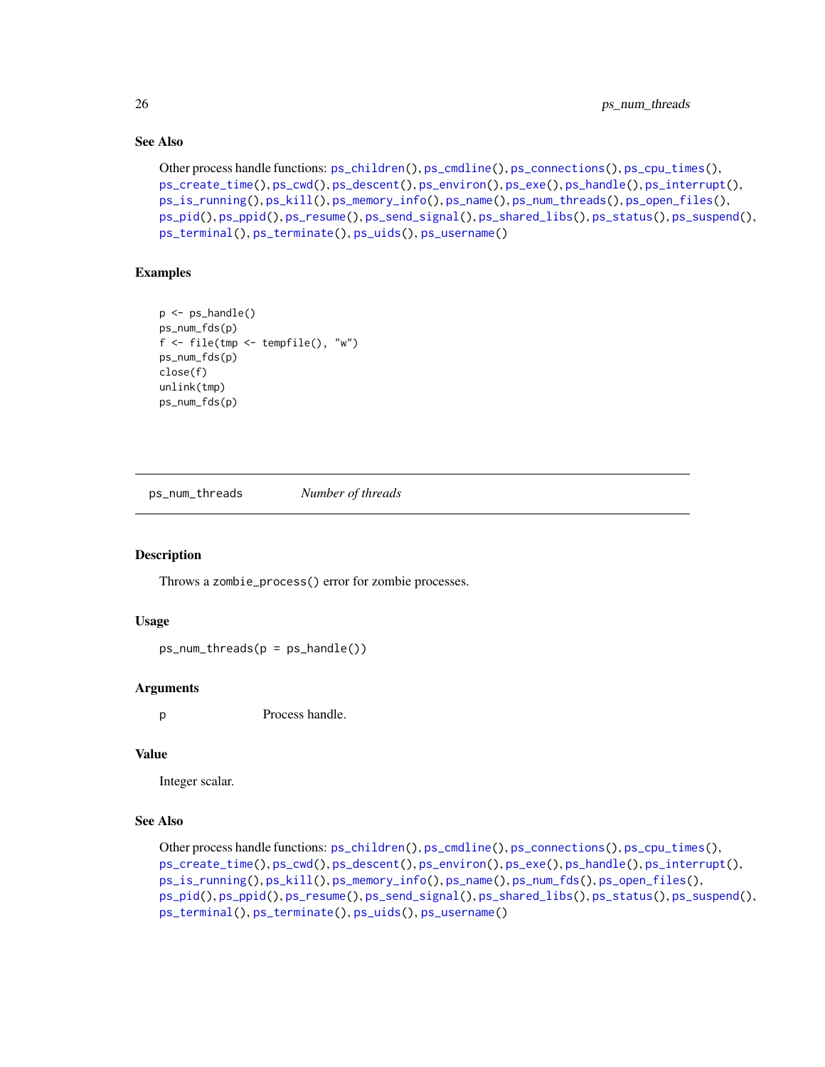### See Also

Other process handle functions: ps_children(), ps_cmdline(), ps_connections(), ps_cpu_times(), ps_create_time(), ps_cwd(), ps_descent(), ps_environ(), ps_exe(), ps_handle(), ps_interrupt(), ps_is_running(), ps_kill(), ps_memory_info(), ps_name(), ps_num_threads(), ps_open_files(), ps_pid(), ps_ppid(), ps_resume(), ps_send_signal(), ps_shared_libs(), ps_status(), ps_suspend(), ps_terminal(), ps_terminate(), ps_uids(), ps_username()

### Examples

```
p <- ps_handle()
ps_num_fds(p)
f <- file(tmp <- tempfile(), "w")
ps_num_fds(p)
close(f)
unlink(tmp)
ps_num_fds(p)
```

---

## ps_num_threads    *Number of threads*

### Description

Throws a zombie_process() error for zombie processes.

### Usage

```
ps_num_threads(p = ps_handle())
```

### Arguments

| | |
|---|---|
| p | Process handle. |

### Value

Integer scalar.

### See Also

Other process handle functions: ps_children(), ps_cmdline(), ps_connections(), ps_cpu_times(), ps_create_time(), ps_cwd(), ps_descent(), ps_environ(), ps_exe(), ps_handle(), ps_interrupt(), ps_is_running(), ps_kill(), ps_memory_info(), ps_name(), ps_num_fds(), ps_open_files(), ps_pid(), ps_ppid(), ps_resume(), ps_send_signal(), ps_shared_libs(), ps_status(), ps_suspend(), ps_terminal(), ps_terminate(), ps_uids(), ps_username()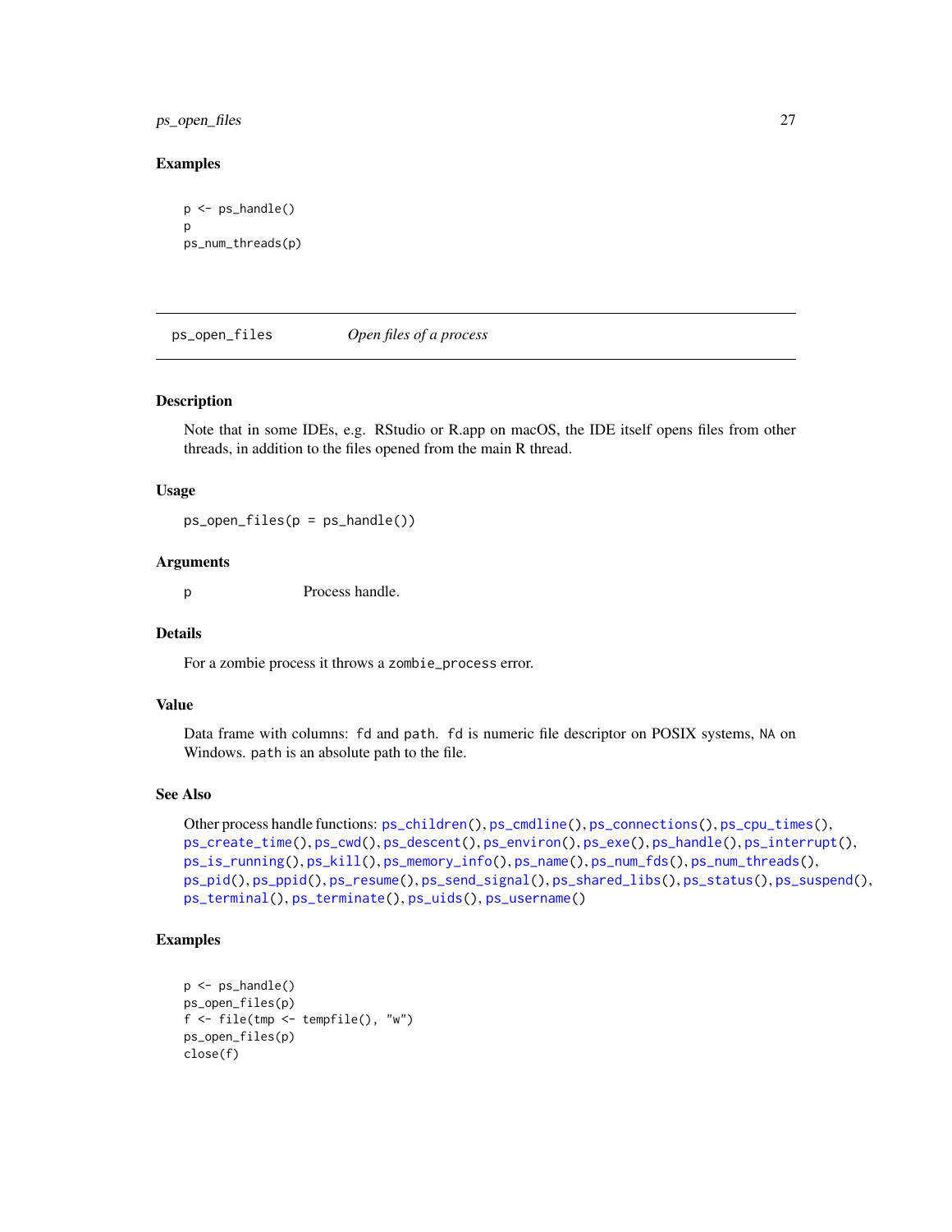## Examples

```
p <- ps_handle()
p
ps_num_threads(p)
```

---

# ps_open_files — *Open files of a process*

---

## Description

Note that in some IDEs, e.g. RStudio or R.app on macOS, the IDE itself opens files from other threads, in addition to the files opened from the main R thread.

## Usage

```
ps_open_files(p = ps_handle())
```

## Arguments

| | |
|---|---|
| p | Process handle. |

## Details

For a zombie process it throws a `zombie_process` error.

## Value

Data frame with columns: `fd` and `path`. `fd` is numeric file descriptor on POSIX systems, `NA` on Windows. `path` is an absolute path to the file.

## See Also

Other process handle functions: `ps_children()`, `ps_cmdline()`, `ps_connections()`, `ps_cpu_times()`, `ps_create_time()`, `ps_cwd()`, `ps_descent()`, `ps_environ()`, `ps_exe()`, `ps_handle()`, `ps_interrupt()`, `ps_is_running()`, `ps_kill()`, `ps_memory_info()`, `ps_name()`, `ps_num_fds()`, `ps_num_threads()`, `ps_pid()`, `ps_ppid()`, `ps_resume()`, `ps_send_signal()`, `ps_shared_libs()`, `ps_status()`, `ps_suspend()`, `ps_terminal()`, `ps_terminate()`, `ps_uids()`, `ps_username()`

## Examples

```
p <- ps_handle()
ps_open_files(p)
f <- file(tmp <- tempfile(), "w")
ps_open_files(p)
close(f)
```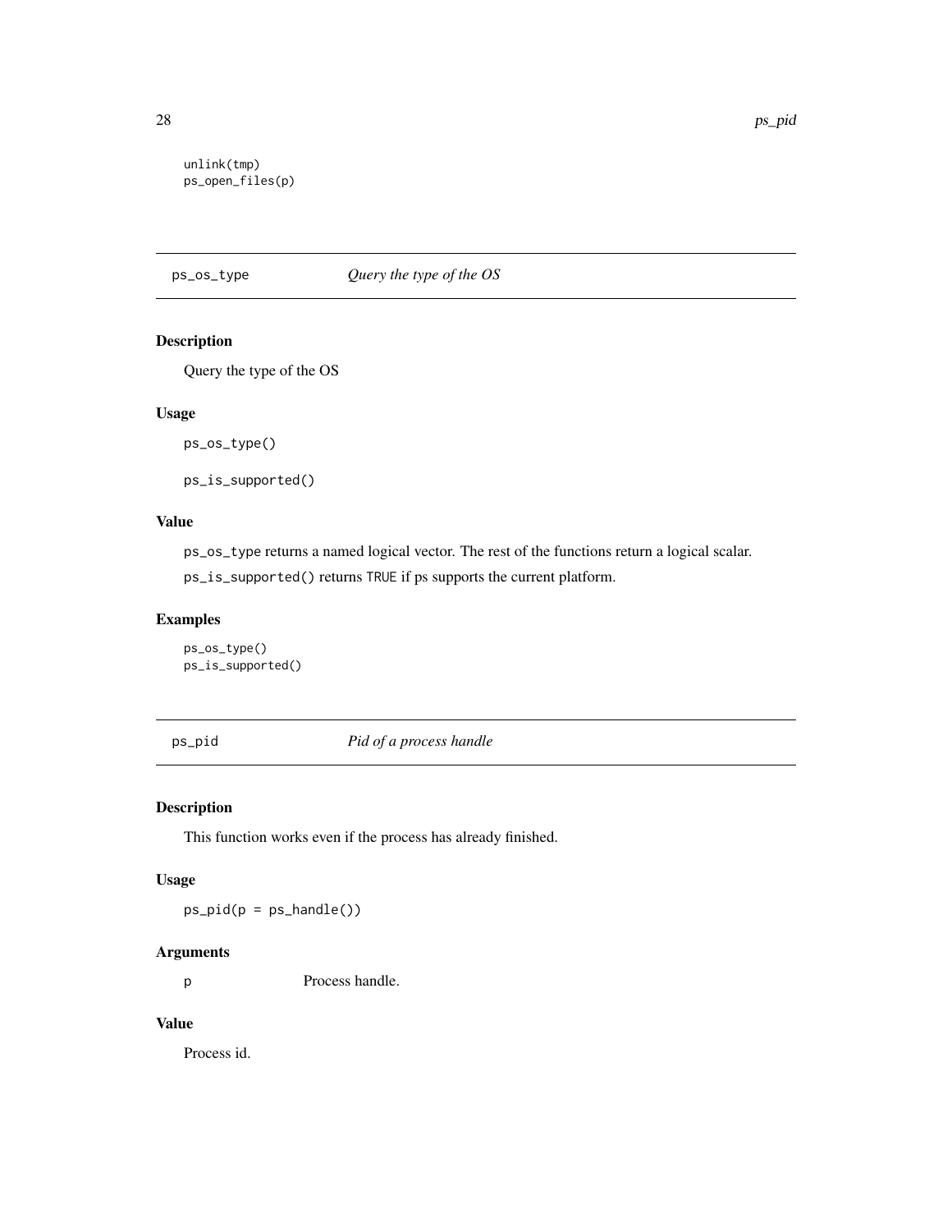```
unlink(tmp)
ps_open_files(p)
```

## ps_os_type *Query the type of the OS*

### Description

Query the type of the OS

### Usage

```
ps_os_type()

ps_is_supported()
```

### Value

`ps_os_type` returns a named logical vector. The rest of the functions return a logical scalar.

`ps_is_supported()` returns `TRUE` if ps supports the current platform.

### Examples

```
ps_os_type()
ps_is_supported()
```

## ps_pid *Pid of a process handle*

### Description

This function works even if the process has already finished.

### Usage

```
ps_pid(p = ps_handle())
```

### Arguments

| | |
|---|---|
| p | Process handle. |

### Value

Process id.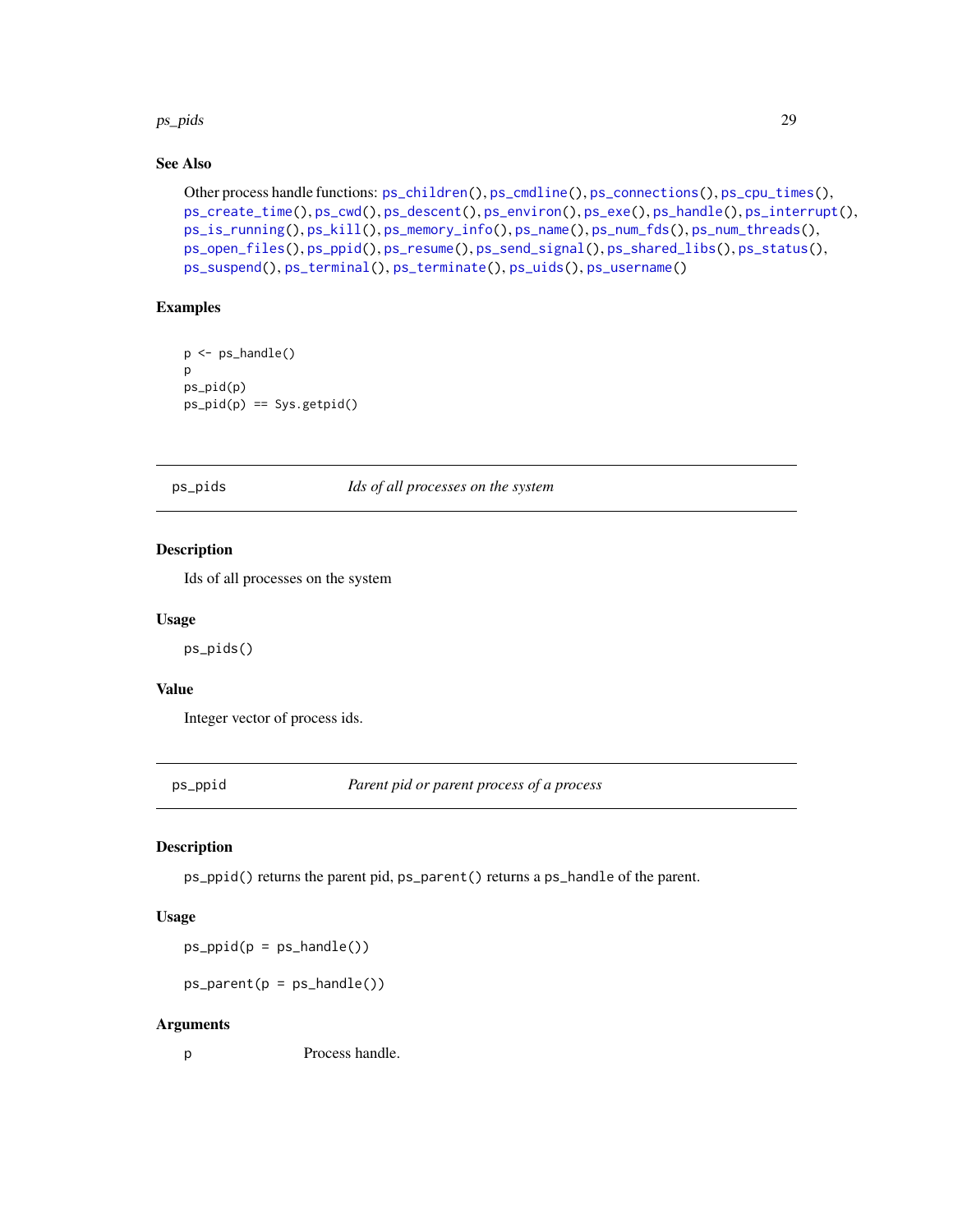### See Also

Other process handle functions: `ps_children()`, `ps_cmdline()`, `ps_connections()`, `ps_cpu_times()`, `ps_create_time()`, `ps_cwd()`, `ps_descent()`, `ps_environ()`, `ps_exe()`, `ps_handle()`, `ps_interrupt()`, `ps_is_running()`, `ps_kill()`, `ps_memory_info()`, `ps_name()`, `ps_num_fds()`, `ps_num_threads()`, `ps_open_files()`, `ps_ppid()`, `ps_resume()`, `ps_send_signal()`, `ps_shared_libs()`, `ps_status()`, `ps_suspend()`, `ps_terminal()`, `ps_terminate()`, `ps_uids()`, `ps_username()`

### Examples

```
p <- ps_handle()
p
ps_pid(p)
ps_pid(p) == Sys.getpid()
```

---

## ps_pids — *Ids of all processes on the system*

### Description

Ids of all processes on the system

### Usage

```
ps_pids()
```

### Value

Integer vector of process ids.

---

## ps_ppid — *Parent pid or parent process of a process*

### Description

`ps_ppid()` returns the parent pid, `ps_parent()` returns a `ps_handle` of the parent.

### Usage

```
ps_ppid(p = ps_handle())

ps_parent(p = ps_handle())
```

### Arguments

| | |
|---|---|
| p | Process handle. |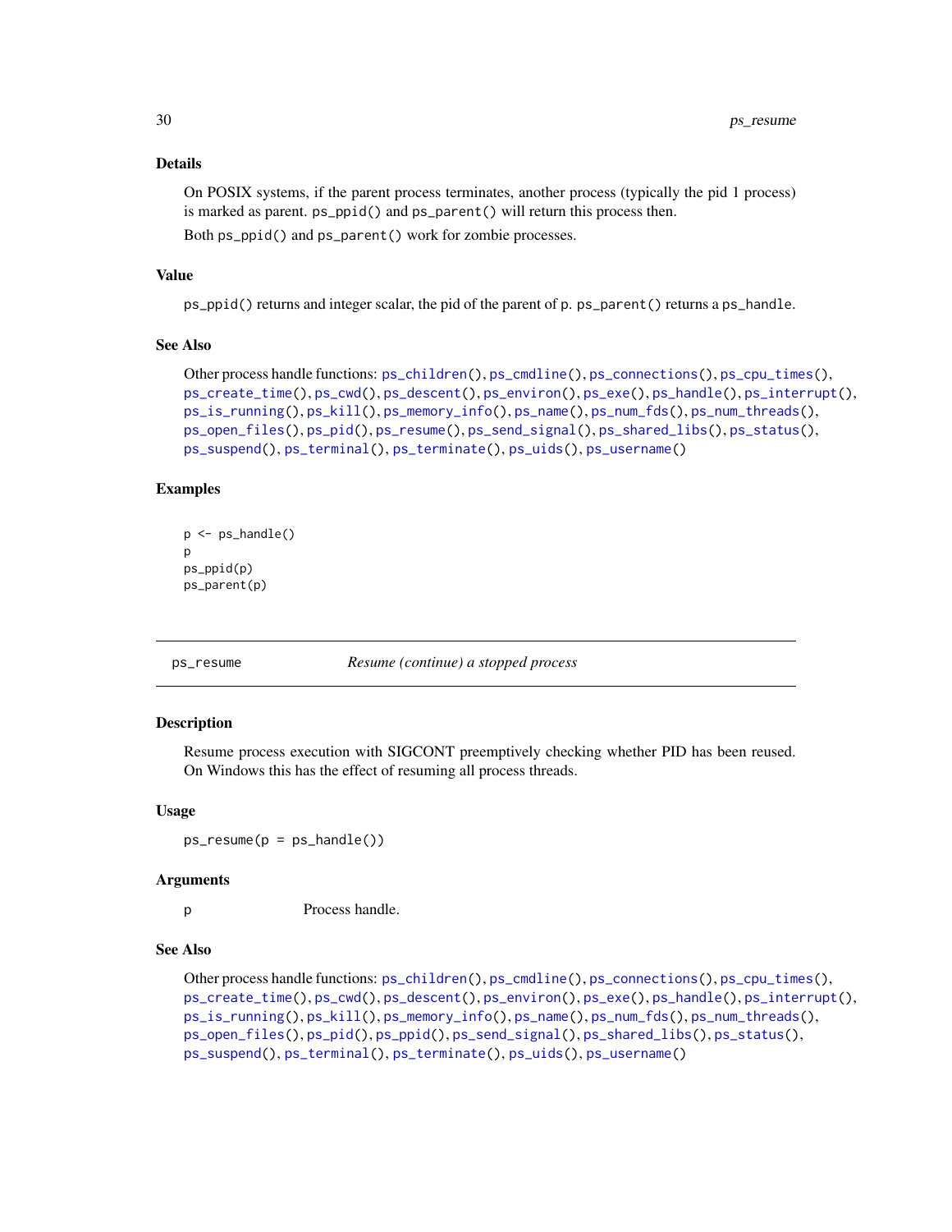### Details

On POSIX systems, if the parent process terminates, another process (typically the pid 1 process) is marked as parent. `ps_ppid()` and `ps_parent()` will return this process then.

Both `ps_ppid()` and `ps_parent()` work for zombie processes.

### Value

`ps_ppid()` returns and integer scalar, the pid of the parent of `p`. `ps_parent()` returns a `ps_handle`.

### See Also

Other process handle functions: `ps_children()`, `ps_cmdline()`, `ps_connections()`, `ps_cpu_times()`, `ps_create_time()`, `ps_cwd()`, `ps_descent()`, `ps_environ()`, `ps_exe()`, `ps_handle()`, `ps_interrupt()`, `ps_is_running()`, `ps_kill()`, `ps_memory_info()`, `ps_name()`, `ps_num_fds()`, `ps_num_threads()`, `ps_open_files()`, `ps_pid()`, `ps_resume()`, `ps_send_signal()`, `ps_shared_libs()`, `ps_status()`, `ps_suspend()`, `ps_terminal()`, `ps_terminate()`, `ps_uids()`, `ps_username()`

### Examples

```
p <- ps_handle()
p
ps_ppid(p)
ps_parent(p)
```

---

## ps_resume — *Resume (continue) a stopped process*

### Description

Resume process execution with SIGCONT preemptively checking whether PID has been reused. On Windows this has the effect of resuming all process threads.

### Usage

```
ps_resume(p = ps_handle())
```

### Arguments

| | |
|---|---|
| p | Process handle. |

### See Also

Other process handle functions: `ps_children()`, `ps_cmdline()`, `ps_connections()`, `ps_cpu_times()`, `ps_create_time()`, `ps_cwd()`, `ps_descent()`, `ps_environ()`, `ps_exe()`, `ps_handle()`, `ps_interrupt()`, `ps_is_running()`, `ps_kill()`, `ps_memory_info()`, `ps_name()`, `ps_num_fds()`, `ps_num_threads()`, `ps_open_files()`, `ps_pid()`, `ps_ppid()`, `ps_send_signal()`, `ps_shared_libs()`, `ps_status()`, `ps_suspend()`, `ps_terminal()`, `ps_terminate()`, `ps_uids()`, `ps_username()`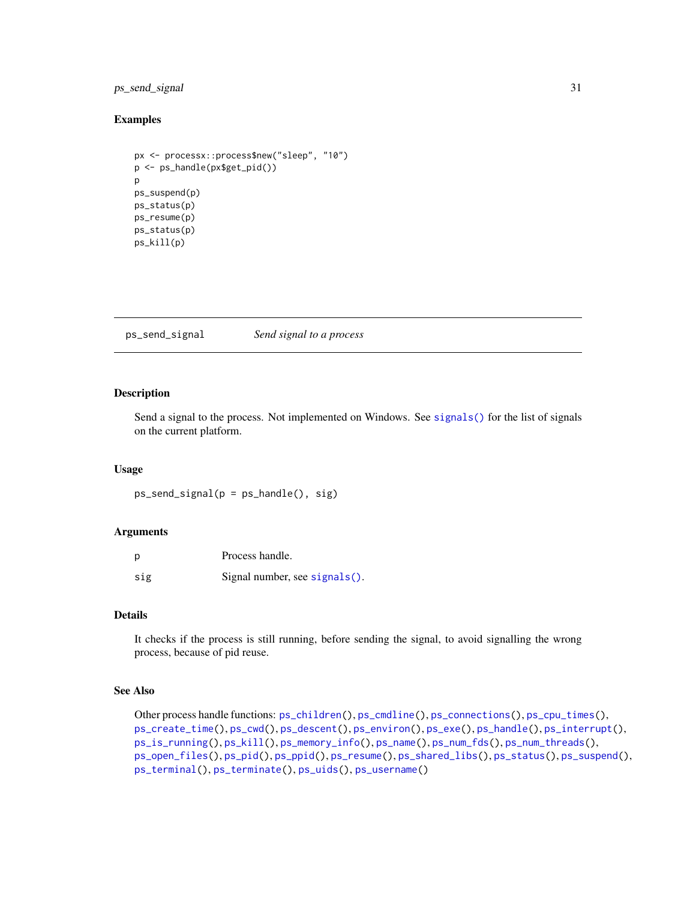### Examples

```
px <- processx::process$new("sleep", "10")
p <- ps_handle(px$get_pid())
p
ps_suspend(p)
ps_status(p)
ps_resume(p)
ps_status(p)
ps_kill(p)
```

---

## ps_send_signal    *Send signal to a process*

---

### Description

Send a signal to the process. Not implemented on Windows. See `signals()` for the list of signals on the current platform.

### Usage

```
ps_send_signal(p = ps_handle(), sig)
```

### Arguments

| | |
|---|---|
| p | Process handle. |
| sig | Signal number, see `signals()`. |

### Details

It checks if the process is still running, before sending the signal, to avoid signalling the wrong process, because of pid reuse.

### See Also

Other process handle functions: `ps_children()`, `ps_cmdline()`, `ps_connections()`, `ps_cpu_times()`, `ps_create_time()`, `ps_cwd()`, `ps_descent()`, `ps_environ()`, `ps_exe()`, `ps_handle()`, `ps_interrupt()`, `ps_is_running()`, `ps_kill()`, `ps_memory_info()`, `ps_name()`, `ps_num_fds()`, `ps_num_threads()`, `ps_open_files()`, `ps_pid()`, `ps_ppid()`, `ps_resume()`, `ps_shared_libs()`, `ps_status()`, `ps_suspend()`, `ps_terminal()`, `ps_terminate()`, `ps_uids()`, `ps_username()`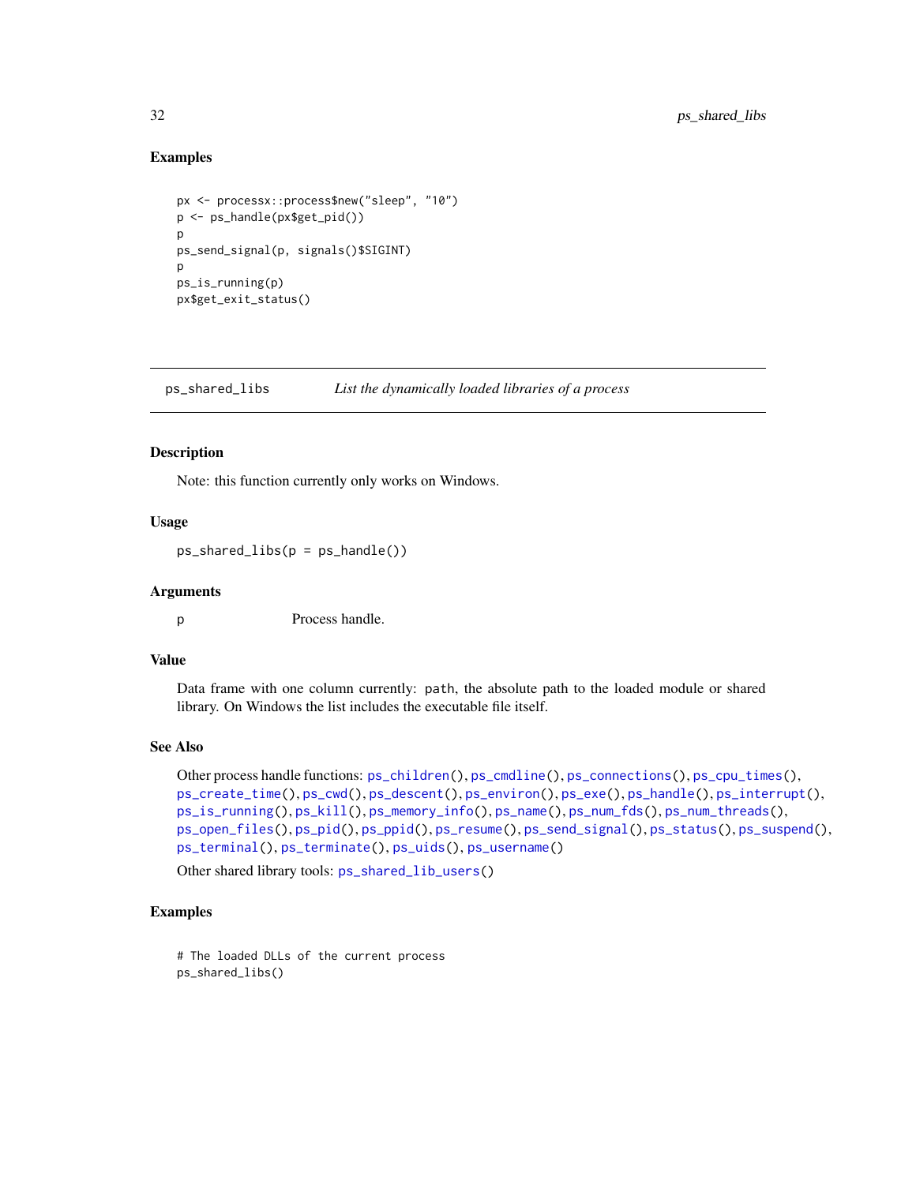### Examples

```
px <- processx::process$new("sleep", "10")
p <- ps_handle(px$get_pid())
p
ps_send_signal(p, signals()$SIGINT)
p
ps_is_running(p)
px$get_exit_status()
```

---

## ps_shared_libs — *List the dynamically loaded libraries of a process*

---

### Description

Note: this function currently only works on Windows.

### Usage

```
ps_shared_libs(p = ps_handle())
```

### Arguments

| | |
|---|---|
| p | Process handle. |

### Value

Data frame with one column currently: `path`, the absolute path to the loaded module or shared library. On Windows the list includes the executable file itself.

### See Also

Other process handle functions: ps_children(), ps_cmdline(), ps_connections(), ps_cpu_times(), ps_create_time(), ps_cwd(), ps_descent(), ps_environ(), ps_exe(), ps_handle(), ps_interrupt(), ps_is_running(), ps_kill(), ps_memory_info(), ps_name(), ps_num_fds(), ps_num_threads(), ps_open_files(), ps_pid(), ps_ppid(), ps_resume(), ps_send_signal(), ps_status(), ps_suspend(), ps_terminal(), ps_terminate(), ps_uids(), ps_username()

Other shared library tools: ps_shared_lib_users()

### Examples

```
# The loaded DLLs of the current process
ps_shared_libs()
```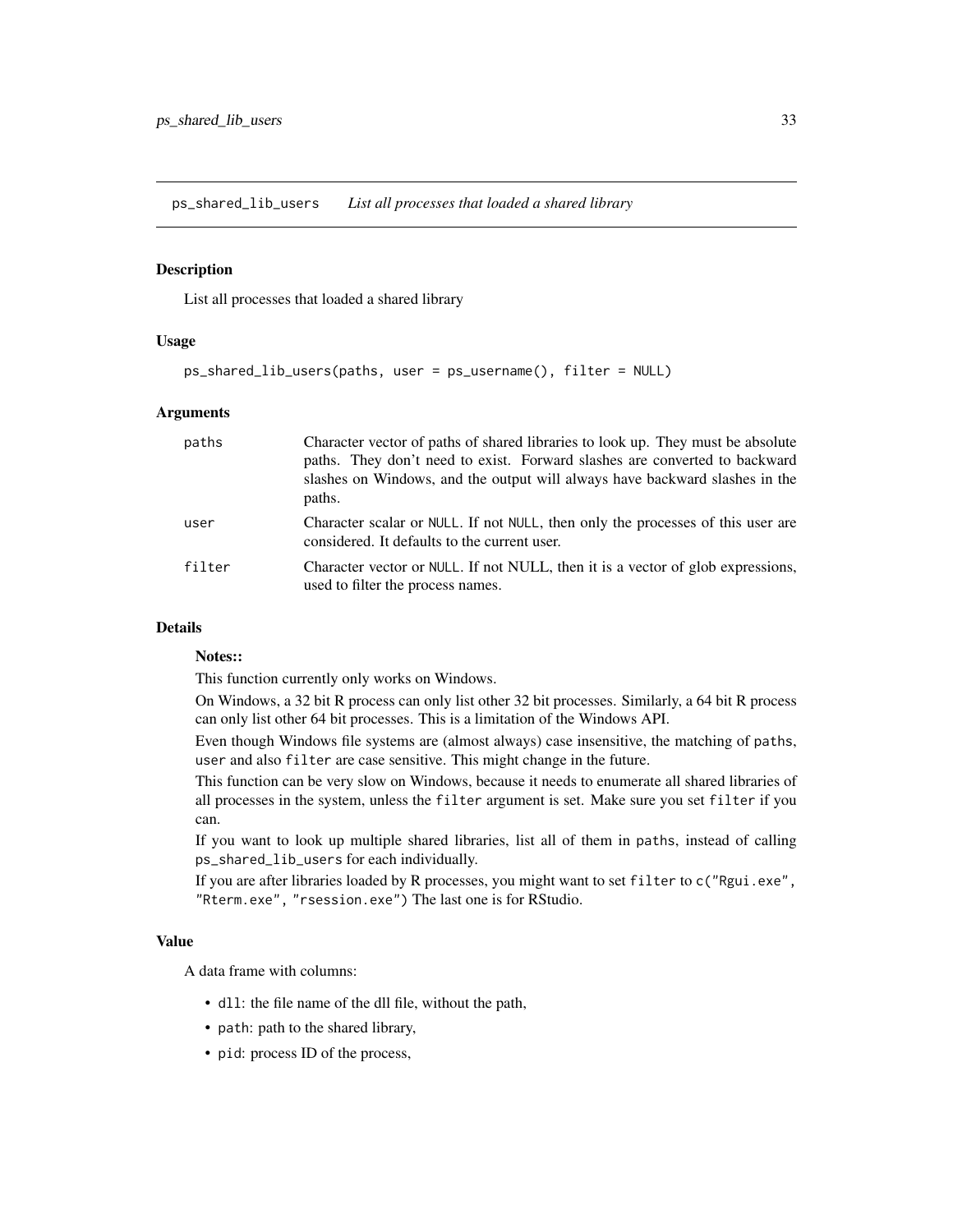## ps_shared_lib_users — *List all processes that loaded a shared library*

### Description

List all processes that loaded a shared library

### Usage

```
ps_shared_lib_users(paths, user = ps_username(), filter = NULL)
```

### Arguments

| | |
|---|---|
| `paths` | Character vector of paths of shared libraries to look up. They must be absolute paths. They don't need to exist. Forward slashes are converted to backward slashes on Windows, and the output will always have backward slashes in the paths. |
| `user` | Character scalar or `NULL`. If not `NULL`, then only the processes of this user are considered. It defaults to the current user. |
| `filter` | Character vector or `NULL`. If not NULL, then it is a vector of glob expressions, used to filter the process names. |

### Details

**Notes::**

This function currently only works on Windows.

On Windows, a 32 bit R process can only list other 32 bit processes. Similarly, a 64 bit R process can only list other 64 bit processes. This is a limitation of the Windows API.

Even though Windows file systems are (almost always) case insensitive, the matching of `paths`, `user` and also `filter` are case sensitive. This might change in the future.

This function can be very slow on Windows, because it needs to enumerate all shared libraries of all processes in the system, unless the `filter` argument is set. Make sure you set `filter` if you can.

If you want to look up multiple shared libraries, list all of them in `paths`, instead of calling `ps_shared_lib_users` for each individually.

If you are after libraries loaded by R processes, you might want to set `filter` to `c("Rgui.exe", "Rterm.exe", "rsession.exe")` The last one is for RStudio.

### Value

A data frame with columns:

- `dll`: the file name of the dll file, without the path,
- `path`: path to the shared library,
- `pid`: process ID of the process,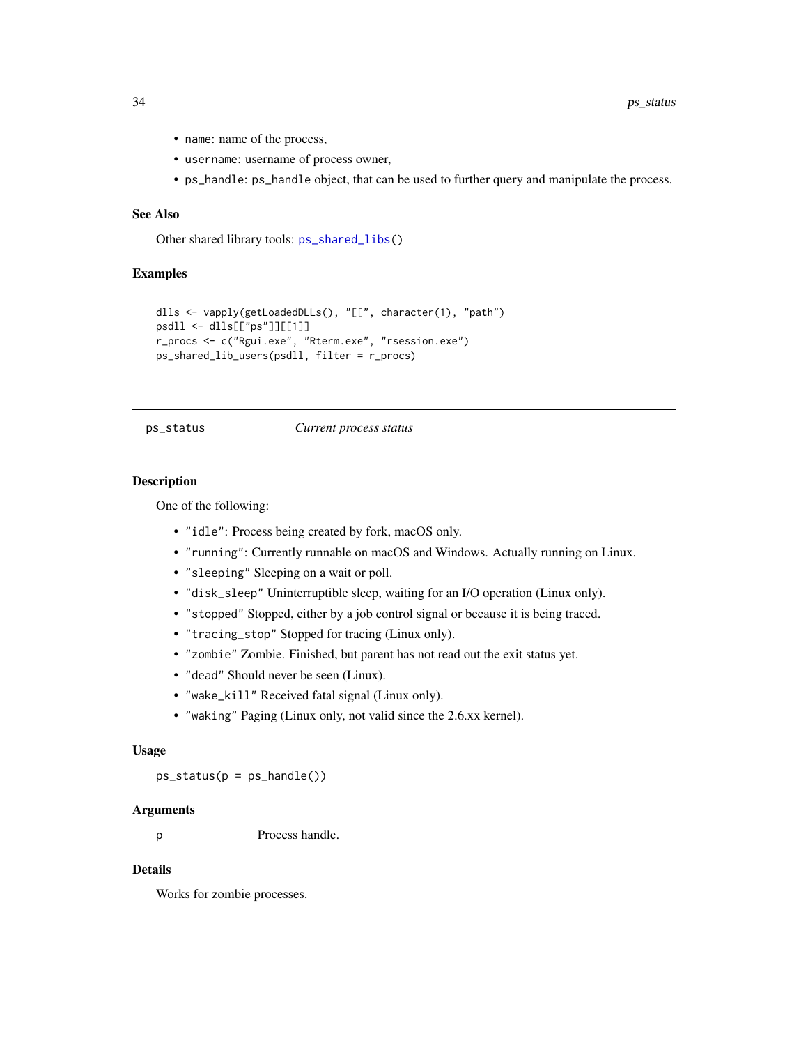- `name`: name of the process,
- `username`: username of process owner,
- `ps_handle`: `ps_handle` object, that can be used to further query and manipulate the process.

### See Also

Other shared library tools: `ps_shared_libs()`

### Examples

```
dlls <- vapply(getLoadedDLLs(), "[[", character(1), "path")
psdll <- dlls[["ps"]][[1]]
r_procs <- c("Rgui.exe", "Rterm.exe", "rsession.exe")
ps_shared_lib_users(psdll, filter = r_procs)
```

---

## ps_status *Current process status*

### Description

One of the following:

- `"idle"`: Process being created by fork, macOS only.
- `"running"`: Currently runnable on macOS and Windows. Actually running on Linux.
- `"sleeping"` Sleeping on a wait or poll.
- `"disk_sleep"` Uninterruptible sleep, waiting for an I/O operation (Linux only).
- `"stopped"` Stopped, either by a job control signal or because it is being traced.
- `"tracing_stop"` Stopped for tracing (Linux only).
- `"zombie"` Zombie. Finished, but parent has not read out the exit status yet.
- `"dead"` Should never be seen (Linux).
- `"wake_kill"` Received fatal signal (Linux only).
- `"waking"` Paging (Linux only, not valid since the 2.6.xx kernel).

### Usage

```
ps_status(p = ps_handle())
```

### Arguments

| | |
|---|---|
| p | Process handle. |

### Details

Works for zombie processes.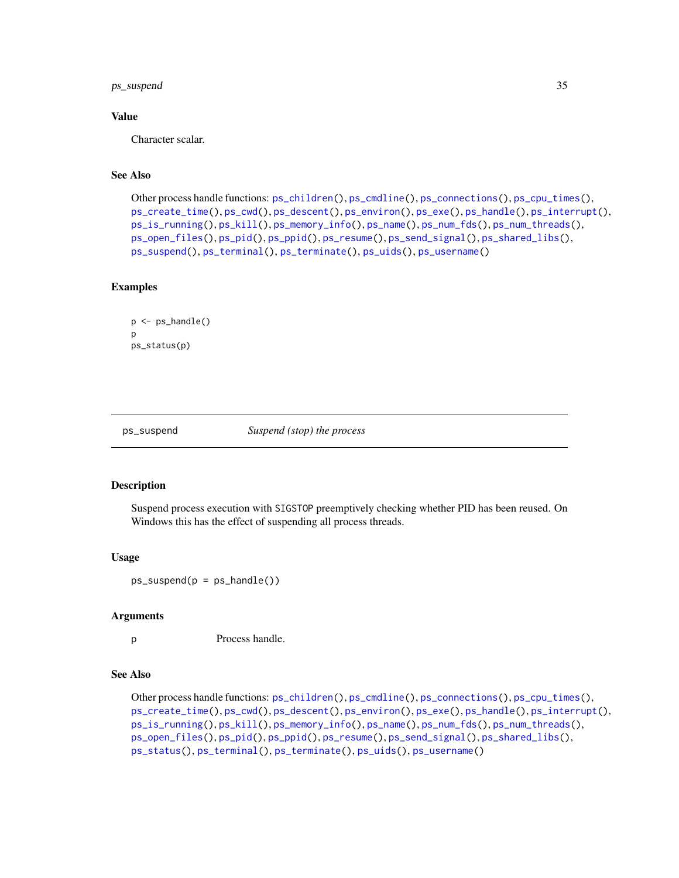### Value

Character scalar.

### See Also

Other process handle functions: ps_children(), ps_cmdline(), ps_connections(), ps_cpu_times(), ps_create_time(), ps_cwd(), ps_descent(), ps_environ(), ps_exe(), ps_handle(), ps_interrupt(), ps_is_running(), ps_kill(), ps_memory_info(), ps_name(), ps_num_fds(), ps_num_threads(), ps_open_files(), ps_pid(), ps_ppid(), ps_resume(), ps_send_signal(), ps_shared_libs(), ps_suspend(), ps_terminal(), ps_terminate(), ps_uids(), ps_username()

### Examples

```
p <- ps_handle()
p
ps_status(p)
```

---

## ps_suspend — *Suspend (stop) the process*

---

### Description

Suspend process execution with SIGSTOP preemptively checking whether PID has been reused. On Windows this has the effect of suspending all process threads.

### Usage

```
ps_suspend(p = ps_handle())
```

### Arguments

| | |
|---|---|
| p | Process handle. |

### See Also

Other process handle functions: ps_children(), ps_cmdline(), ps_connections(), ps_cpu_times(), ps_create_time(), ps_cwd(), ps_descent(), ps_environ(), ps_exe(), ps_handle(), ps_interrupt(), ps_is_running(), ps_kill(), ps_memory_info(), ps_name(), ps_num_fds(), ps_num_threads(), ps_open_files(), ps_pid(), ps_ppid(), ps_resume(), ps_send_signal(), ps_shared_libs(), ps_status(), ps_terminal(), ps_terminate(), ps_uids(), ps_username()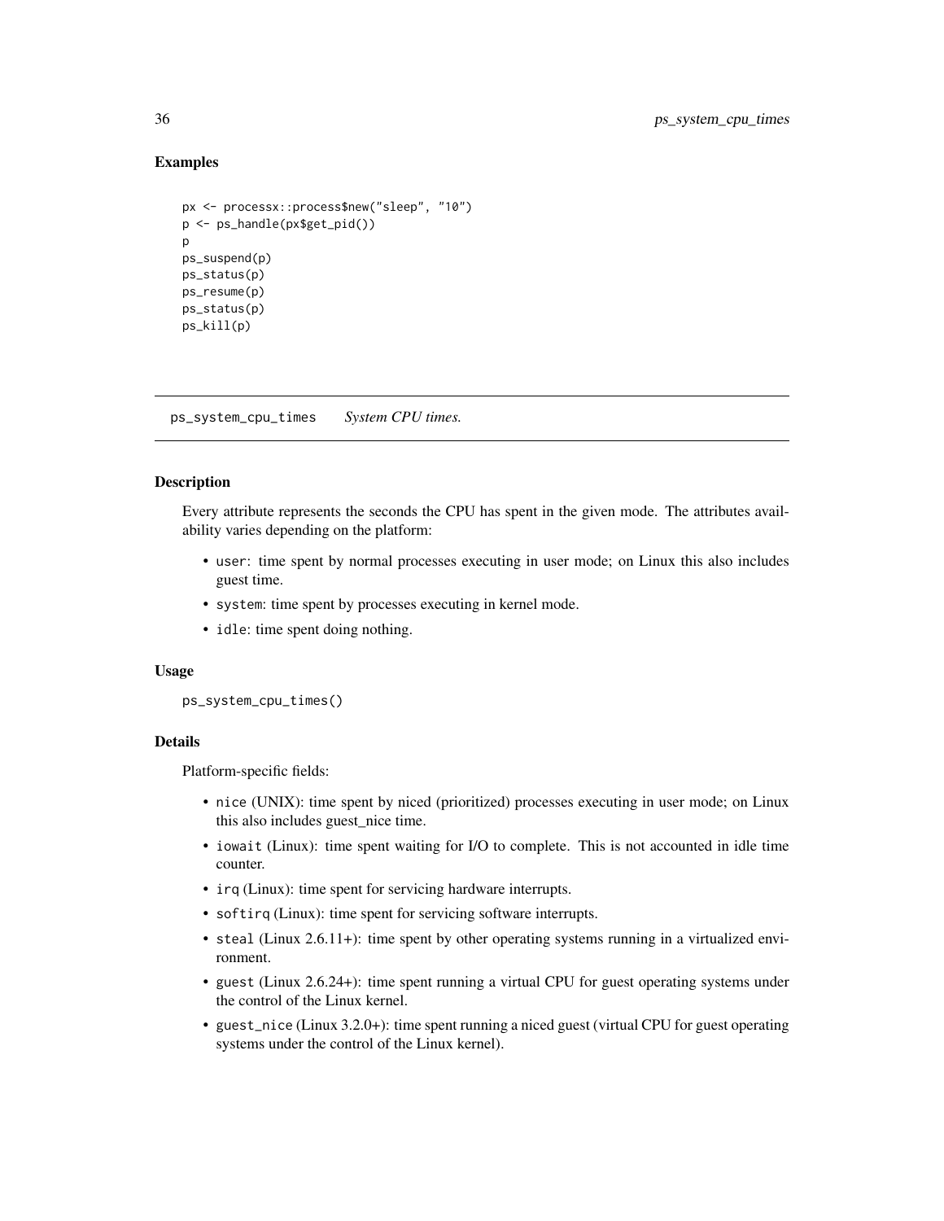## Examples

```
px <- processx::process$new("sleep", "10")
p <- ps_handle(px$get_pid())
p
ps_suspend(p)
ps_status(p)
ps_resume(p)
ps_status(p)
ps_kill(p)
```

---

## ps_system_cpu_times    *System CPU times.*

---

### Description

Every attribute represents the seconds the CPU has spent in the given mode. The attributes availability varies depending on the platform:

- `user`: time spent by normal processes executing in user mode; on Linux this also includes guest time.
- `system`: time spent by processes executing in kernel mode.
- `idle`: time spent doing nothing.

### Usage

```
ps_system_cpu_times()
```

### Details

Platform-specific fields:

- `nice` (UNIX): time spent by niced (prioritized) processes executing in user mode; on Linux this also includes guest_nice time.
- `iowait` (Linux): time spent waiting for I/O to complete. This is not accounted in idle time counter.
- `irq` (Linux): time spent for servicing hardware interrupts.
- `softirq` (Linux): time spent for servicing software interrupts.
- `steal` (Linux 2.6.11+): time spent by other operating systems running in a virtualized environment.
- `guest` (Linux 2.6.24+): time spent running a virtual CPU for guest operating systems under the control of the Linux kernel.
- `guest_nice` (Linux 3.2.0+): time spent running a niced guest (virtual CPU for guest operating systems under the control of the Linux kernel).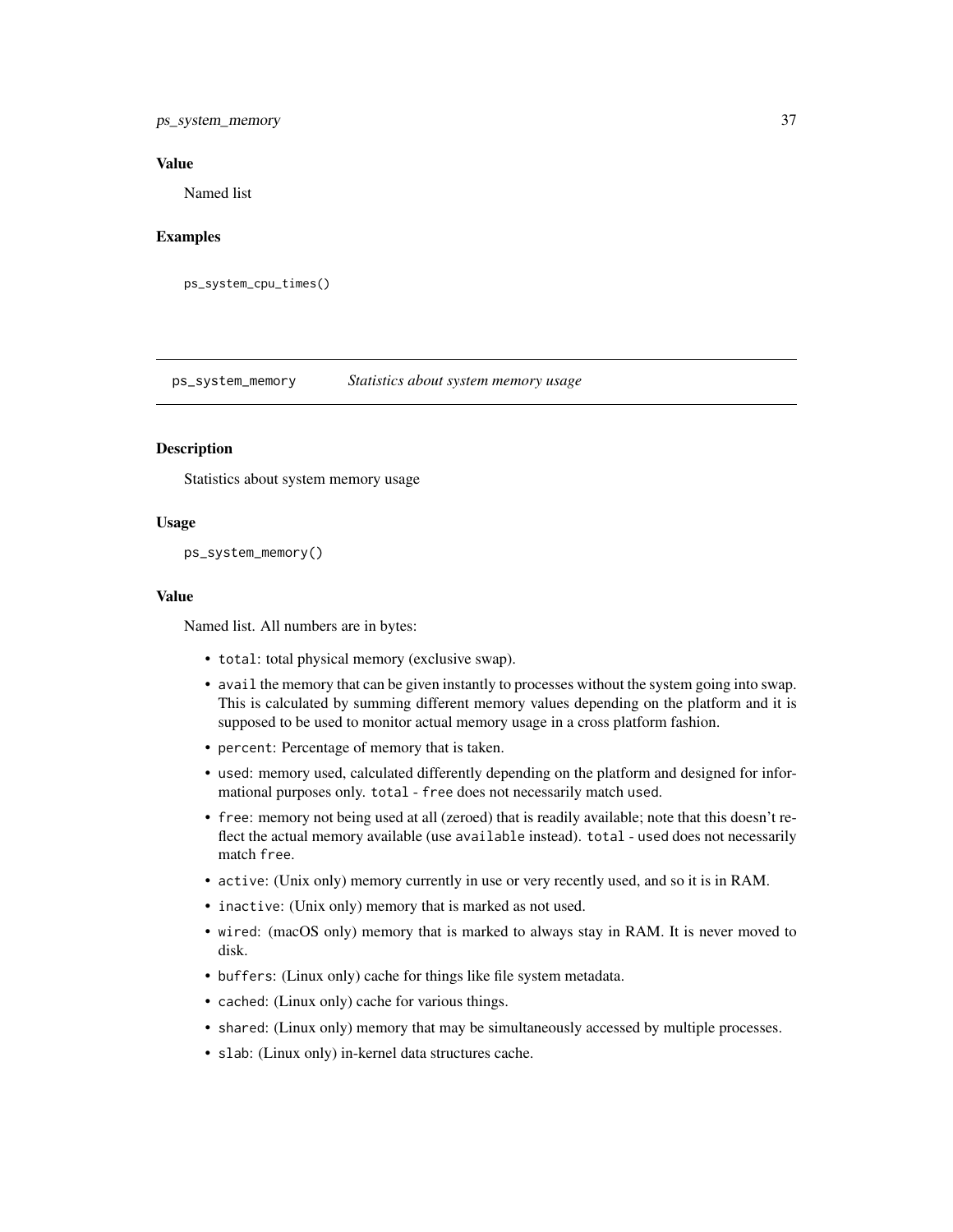### Value

Named list

### Examples

```
ps_system_cpu_times()
```

---

## ps_system_memory    *Statistics about system memory usage*

### Description

Statistics about system memory usage

### Usage

```
ps_system_memory()
```

### Value

Named list. All numbers are in bytes:

- `total`: total physical memory (exclusive swap).
- `avail` the memory that can be given instantly to processes without the system going into swap. This is calculated by summing different memory values depending on the platform and it is supposed to be used to monitor actual memory usage in a cross platform fashion.
- `percent`: Percentage of memory that is taken.
- `used`: memory used, calculated differently depending on the platform and designed for informational purposes only. `total` - `free` does not necessarily match `used`.
- `free`: memory not being used at all (zeroed) that is readily available; note that this doesn't reflect the actual memory available (use `available` instead). `total` - `used` does not necessarily match `free`.
- `active`: (Unix only) memory currently in use or very recently used, and so it is in RAM.
- `inactive`: (Unix only) memory that is marked as not used.
- `wired`: (macOS only) memory that is marked to always stay in RAM. It is never moved to disk.
- `buffers`: (Linux only) cache for things like file system metadata.
- `cached`: (Linux only) cache for various things.
- `shared`: (Linux only) memory that may be simultaneously accessed by multiple processes.
- `slab`: (Linux only) in-kernel data structures cache.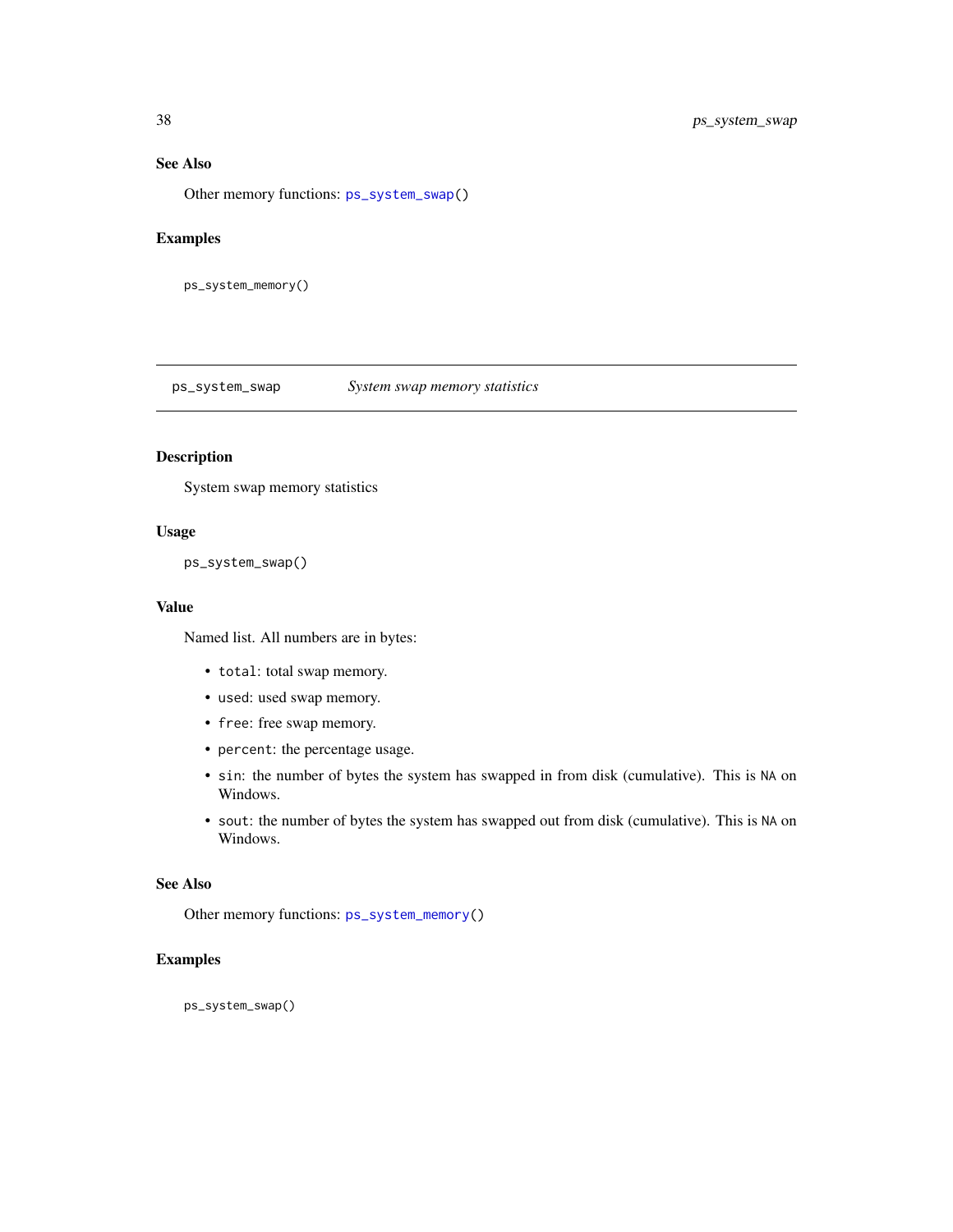### See Also

Other memory functions: `ps_system_swap()`

### Examples

```
ps_system_memory()
```

---

## ps_system_swap — *System swap memory statistics*

---

### Description

System swap memory statistics

### Usage

```
ps_system_swap()
```

### Value

Named list. All numbers are in bytes:

- `total`: total swap memory.
- `used`: used swap memory.
- `free`: free swap memory.
- `percent`: the percentage usage.
- `sin`: the number of bytes the system has swapped in from disk (cumulative). This is `NA` on Windows.
- `sout`: the number of bytes the system has swapped out from disk (cumulative). This is `NA` on Windows.

### See Also

Other memory functions: `ps_system_memory()`

### Examples

```
ps_system_swap()
```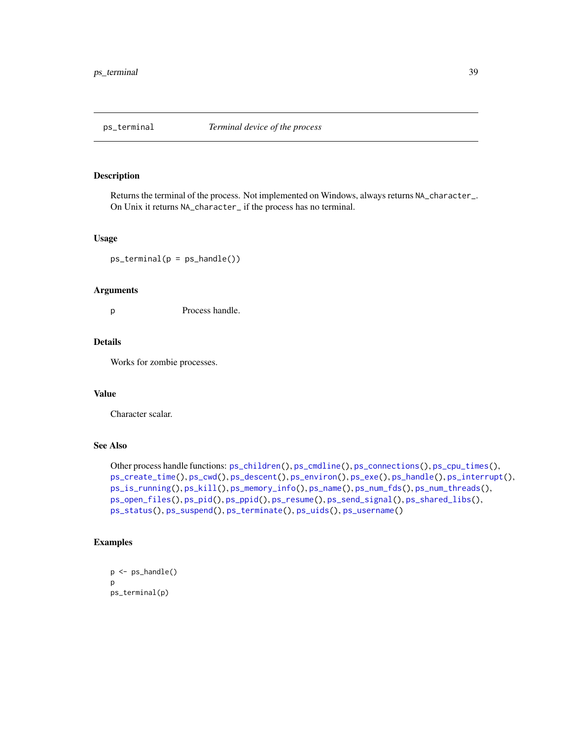## ps_terminal — *Terminal device of the process*

### Description

Returns the terminal of the process. Not implemented on Windows, always returns `NA_character_`. On Unix it returns `NA_character_` if the process has no terminal.

### Usage

```
ps_terminal(p = ps_handle())
```

### Arguments

| | |
|---|---|
| p | Process handle. |

### Details

Works for zombie processes.

### Value

Character scalar.

### See Also

Other process handle functions: `ps_children()`, `ps_cmdline()`, `ps_connections()`, `ps_cpu_times()`, `ps_create_time()`, `ps_cwd()`, `ps_descent()`, `ps_environ()`, `ps_exe()`, `ps_handle()`, `ps_interrupt()`, `ps_is_running()`, `ps_kill()`, `ps_memory_info()`, `ps_name()`, `ps_num_fds()`, `ps_num_threads()`, `ps_open_files()`, `ps_pid()`, `ps_ppid()`, `ps_resume()`, `ps_send_signal()`, `ps_shared_libs()`, `ps_status()`, `ps_suspend()`, `ps_terminate()`, `ps_uids()`, `ps_username()`

### Examples

```
p <- ps_handle()
p
ps_terminal(p)
```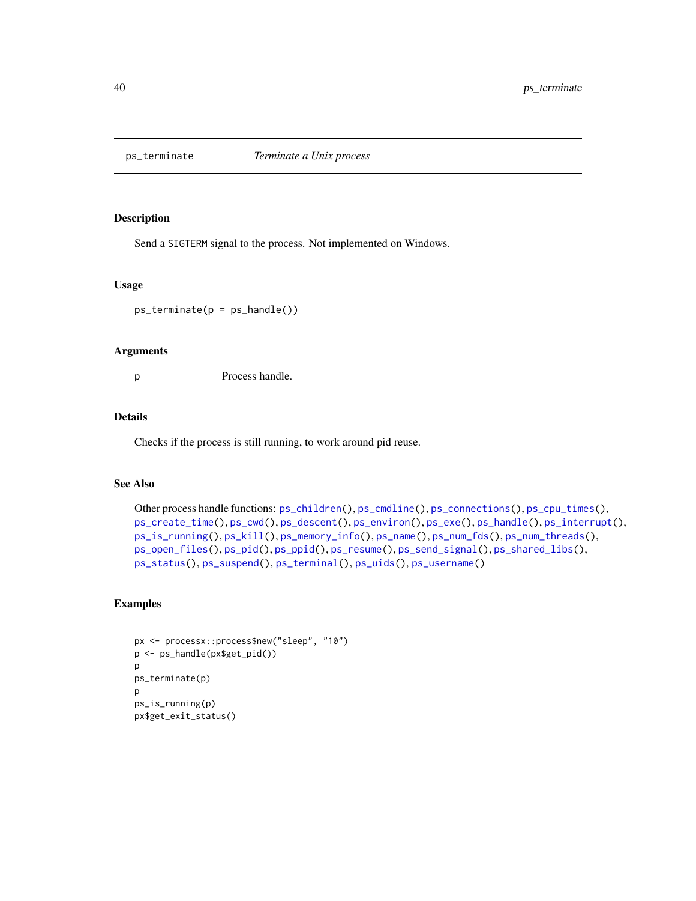## ps_terminate — *Terminate a Unix process*

### Description

Send a `SIGTERM` signal to the process. Not implemented on Windows.

### Usage

```
ps_terminate(p = ps_handle())
```

### Arguments

| | |
|---|---|
| p | Process handle. |

### Details

Checks if the process is still running, to work around pid reuse.

### See Also

Other process handle functions: `ps_children()`, `ps_cmdline()`, `ps_connections()`, `ps_cpu_times()`, `ps_create_time()`, `ps_cwd()`, `ps_descent()`, `ps_environ()`, `ps_exe()`, `ps_handle()`, `ps_interrupt()`, `ps_is_running()`, `ps_kill()`, `ps_memory_info()`, `ps_name()`, `ps_num_fds()`, `ps_num_threads()`, `ps_open_files()`, `ps_pid()`, `ps_ppid()`, `ps_resume()`, `ps_send_signal()`, `ps_shared_libs()`, `ps_status()`, `ps_suspend()`, `ps_terminal()`, `ps_uids()`, `ps_username()`

### Examples

```
px <- processx::process$new("sleep", "10")
p <- ps_handle(px$get_pid())
p
ps_terminate(p)
p
ps_is_running(p)
px$get_exit_status()
```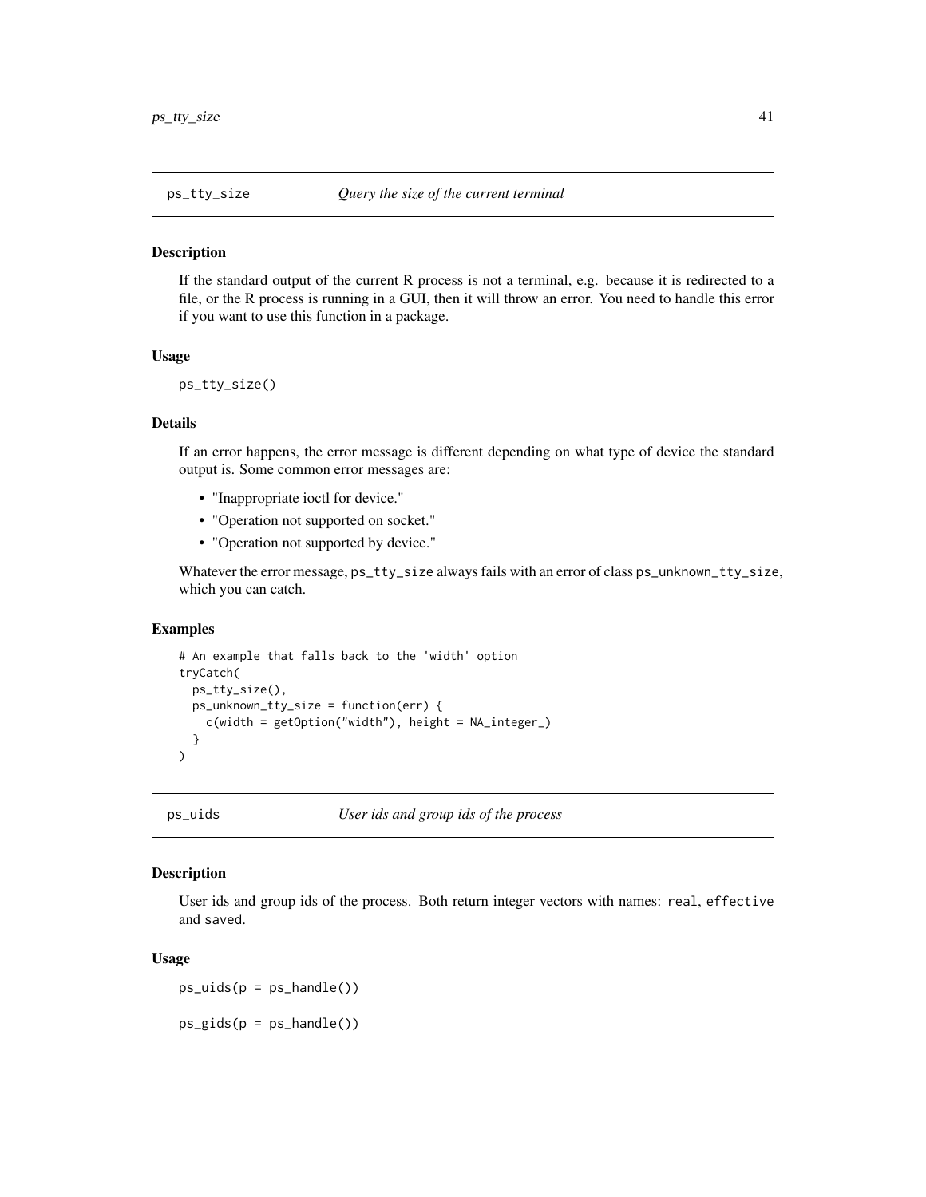## ps_tty_size *Query the size of the current terminal*

### Description

If the standard output of the current R process is not a terminal, e.g. because it is redirected to a file, or the R process is running in a GUI, then it will throw an error. You need to handle this error if you want to use this function in a package.

### Usage

```
ps_tty_size()
```

### Details

If an error happens, the error message is different depending on what type of device the standard output is. Some common error messages are:

- "Inappropriate ioctl for device."
- "Operation not supported on socket."
- "Operation not supported by device."

Whatever the error message, `ps_tty_size` always fails with an error of class `ps_unknown_tty_size`, which you can catch.

### Examples

```
# An example that falls back to the 'width' option
tryCatch(
  ps_tty_size(),
  ps_unknown_tty_size = function(err) {
    c(width = getOption("width"), height = NA_integer_)
  }
)
```

## ps_uids *User ids and group ids of the process*

### Description

User ids and group ids of the process. Both return integer vectors with names: `real`, `effective` and `saved`.

### Usage

```
ps_uids(p = ps_handle())

ps_gids(p = ps_handle())
```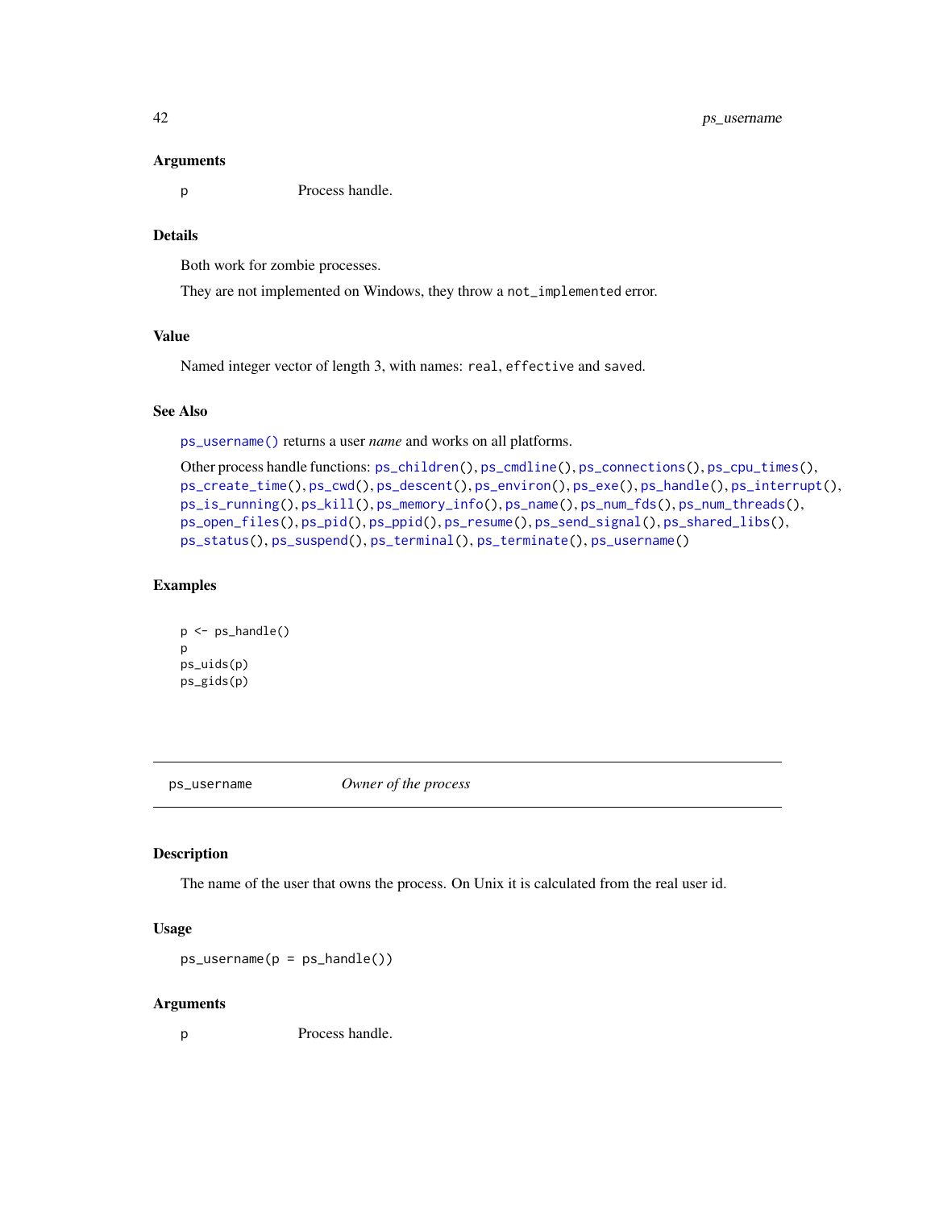### Arguments

p Process handle.

### Details

Both work for zombie processes.

They are not implemented on Windows, they throw a `not_implemented` error.

### Value

Named integer vector of length 3, with names: `real`, `effective` and `saved`.

### See Also

`ps_username()` returns a user *name* and works on all platforms.

Other process handle functions: `ps_children()`, `ps_cmdline()`, `ps_connections()`, `ps_cpu_times()`, `ps_create_time()`, `ps_cwd()`, `ps_descent()`, `ps_environ()`, `ps_exe()`, `ps_handle()`, `ps_interrupt()`, `ps_is_running()`, `ps_kill()`, `ps_memory_info()`, `ps_name()`, `ps_num_fds()`, `ps_num_threads()`, `ps_open_files()`, `ps_pid()`, `ps_ppid()`, `ps_resume()`, `ps_send_signal()`, `ps_shared_libs()`, `ps_status()`, `ps_suspend()`, `ps_terminal()`, `ps_terminate()`, `ps_username()`

### Examples

```
p <- ps_handle()
p
ps_uids(p)
ps_gids(p)
```

---

## ps_username *Owner of the process*

---

### Description

The name of the user that owns the process. On Unix it is calculated from the real user id.

### Usage

```
ps_username(p = ps_handle())
```

### Arguments

p Process handle.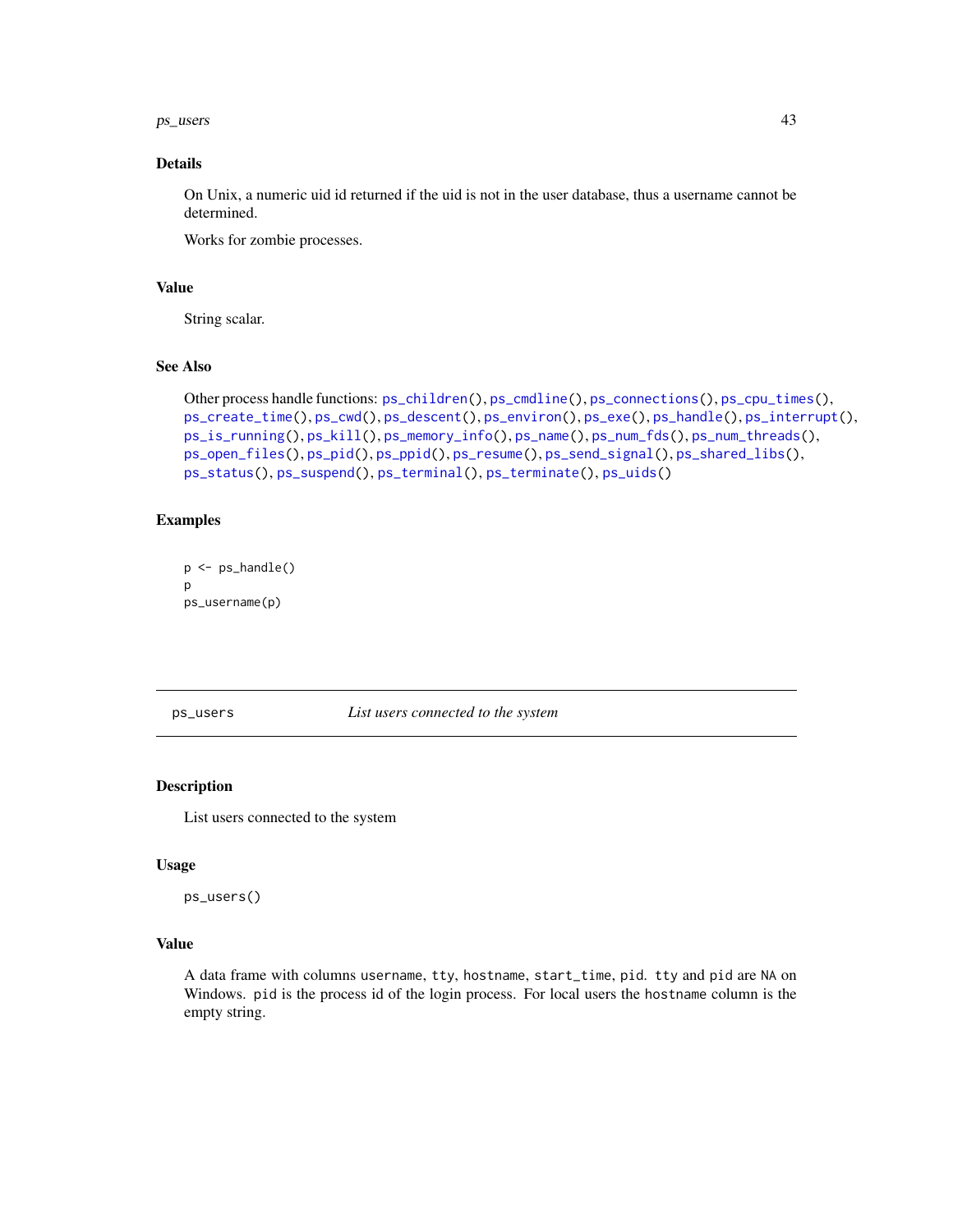### Details

On Unix, a numeric uid id returned if the uid is not in the user database, thus a username cannot be determined.

Works for zombie processes.

### Value

String scalar.

### See Also

Other process handle functions: `ps_children()`, `ps_cmdline()`, `ps_connections()`, `ps_cpu_times()`, `ps_create_time()`, `ps_cwd()`, `ps_descent()`, `ps_environ()`, `ps_exe()`, `ps_handle()`, `ps_interrupt()`, `ps_is_running()`, `ps_kill()`, `ps_memory_info()`, `ps_name()`, `ps_num_fds()`, `ps_num_threads()`, `ps_open_files()`, `ps_pid()`, `ps_ppid()`, `ps_resume()`, `ps_send_signal()`, `ps_shared_libs()`, `ps_status()`, `ps_suspend()`, `ps_terminal()`, `ps_terminate()`, `ps_uids()`

### Examples

```
p <- ps_handle()
p
ps_username(p)
```

---

## ps_users — *List users connected to the system*

### Description

List users connected to the system

### Usage

```
ps_users()
```

### Value

A data frame with columns `username`, `tty`, `hostname`, `start_time`, `pid`. `tty` and `pid` are `NA` on Windows. `pid` is the process id of the login process. For local users the `hostname` column is the empty string.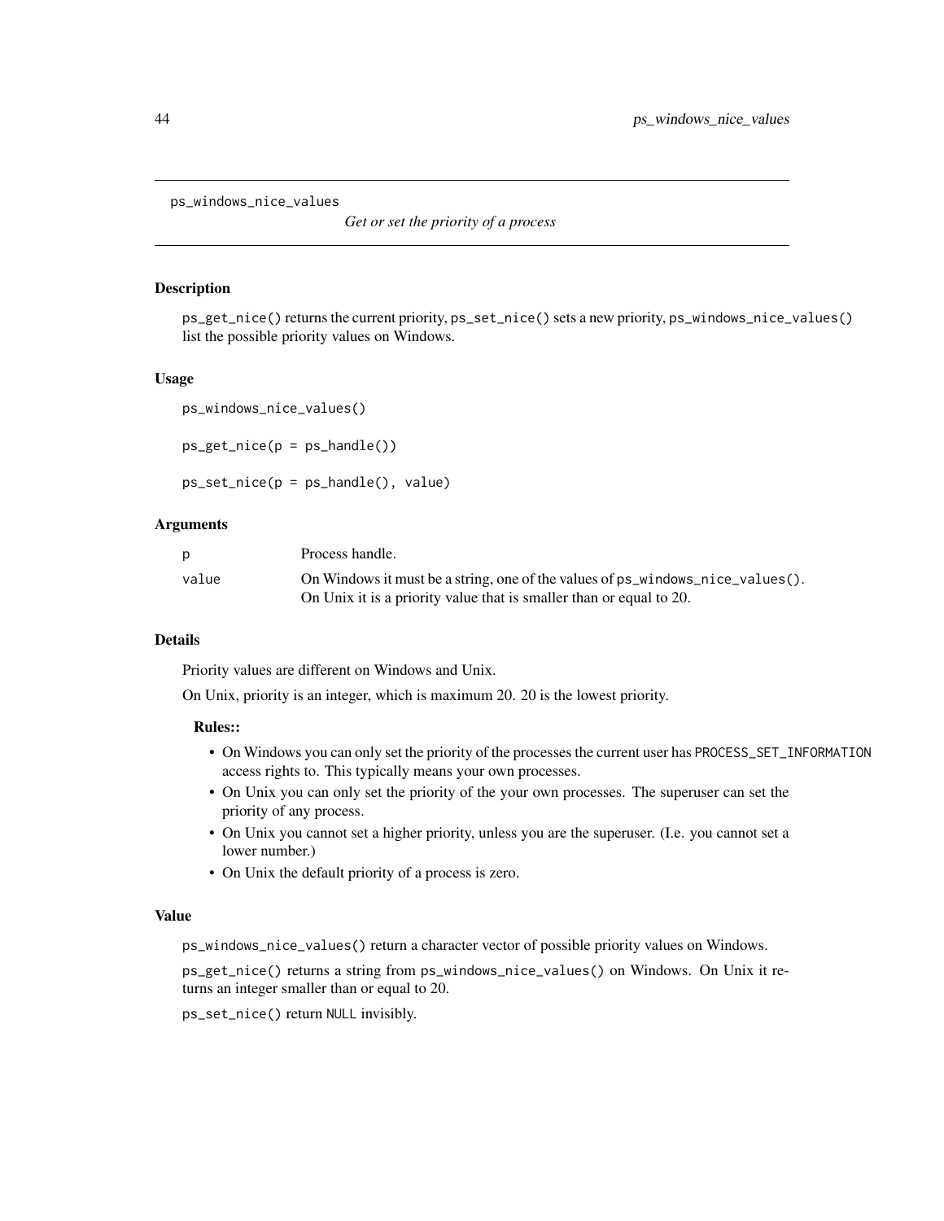ps_windows_nice_values *Get or set the priority of a process*

## Description

`ps_get_nice()` returns the current priority, `ps_set_nice()` sets a new priority, `ps_windows_nice_values()` list the possible priority values on Windows.

## Usage

```
ps_windows_nice_values()

ps_get_nice(p = ps_handle())

ps_set_nice(p = ps_handle(), value)
```

## Arguments

| | |
|---|---|
| p | Process handle. |
| value | On Windows it must be a string, one of the values of `ps_windows_nice_values()`. On Unix it is a priority value that is smaller than or equal to 20. |

## Details

Priority values are different on Windows and Unix.

On Unix, priority is an integer, which is maximum 20. 20 is the lowest priority.

### Rules::

- On Windows you can only set the priority of the processes the current user has `PROCESS_SET_INFORMATION` access rights to. This typically means your own processes.
- On Unix you can only set the priority of the your own processes. The superuser can set the priority of any process.
- On Unix you cannot set a higher priority, unless you are the superuser. (I.e. you cannot set a lower number.)
- On Unix the default priority of a process is zero.

## Value

`ps_windows_nice_values()` return a character vector of possible priority values on Windows.

`ps_get_nice()` returns a string from `ps_windows_nice_values()` on Windows. On Unix it returns an integer smaller than or equal to 20.

`ps_set_nice()` return `NULL` invisibly.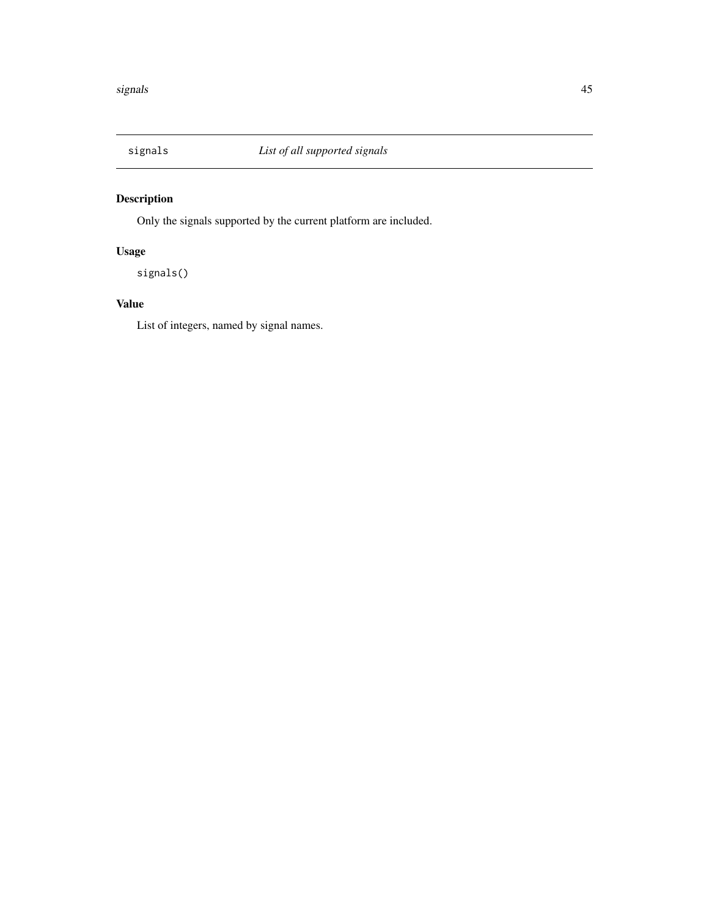# signals — *List of all supported signals*

## Description

Only the signals supported by the current platform are included.

## Usage

```
signals()
```

## Value

List of integers, named by signal names.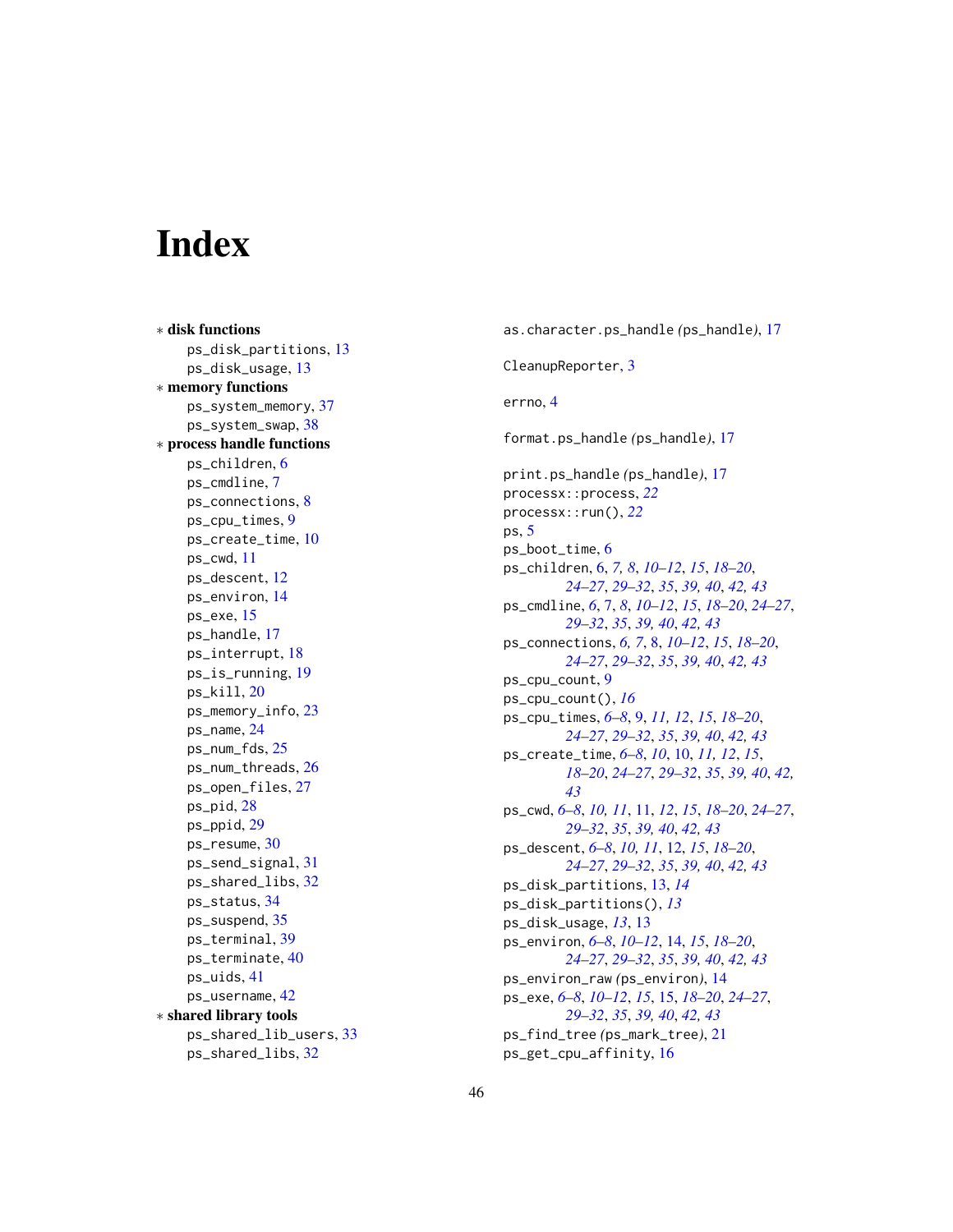# Index

* **disk functions**
  - ps_disk_partitions, 13
  - ps_disk_usage, 13
* **memory functions**
  - ps_system_memory, 37
  - ps_system_swap, 38
* **process handle functions**
  - ps_children, 6
  - ps_cmdline, 7
  - ps_connections, 8
  - ps_cpu_times, 9
  - ps_create_time, 10
  - ps_cwd, 11
  - ps_descent, 12
  - ps_environ, 14
  - ps_exe, 15
  - ps_handle, 17
  - ps_interrupt, 18
  - ps_is_running, 19
  - ps_kill, 20
  - ps_memory_info, 23
  - ps_name, 24
  - ps_num_fds, 25
  - ps_num_threads, 26
  - ps_open_files, 27
  - ps_pid, 28
  - ps_ppid, 29
  - ps_resume, 30
  - ps_send_signal, 31
  - ps_shared_libs, 32
  - ps_status, 34
  - ps_suspend, 35
  - ps_terminal, 39
  - ps_terminate, 40
  - ps_uids, 41
  - ps_username, 42
* **shared library tools**
  - ps_shared_lib_users, 33
  - ps_shared_libs, 32

as.character.ps_handle *(*ps_handle*)*, 17

CleanupReporter, 3

errno, 4

format.ps_handle *(*ps_handle*)*, 17

print.ps_handle *(*ps_handle*)*, 17
processx::process, *22*
processx::run(), *22*
ps, 5
ps_boot_time, 6
ps_children, 6, *7, 8*, *10–12*, *15*, *18–20*, *24–27*, *29–32*, *35*, *39, 40*, *42, 43*
ps_cmdline, *6*, 7, *8*, *10–12*, *15*, *18–20*, *24–27*, *29–32*, *35*, *39, 40*, *42, 43*
ps_connections, *6, 7*, 8, *10–12*, *15*, *18–20*, *24–27*, *29–32*, *35*, *39, 40*, *42, 43*
ps_cpu_count, 9
ps_cpu_count(), *16*
ps_cpu_times, *6–8*, 9, *11, 12*, *15*, *18–20*, *24–27*, *29–32*, *35*, *39, 40*, *42, 43*
ps_create_time, *6–8*, *10*, 10, *11, 12*, *15*, *18–20*, *24–27*, *29–32*, *35*, *39, 40*, *42, 43*
ps_cwd, *6–8*, *10, 11*, 11, *12*, *15*, *18–20*, *24–27*, *29–32*, *35*, *39, 40*, *42, 43*
ps_descent, *6–8*, *10, 11*, 12, *15*, *18–20*, *24–27*, *29–32*, *35*, *39, 40*, *42, 43*
ps_disk_partitions, 13, *14*
ps_disk_partitions(), *13*
ps_disk_usage, *13*, 13
ps_environ, *6–8*, *10–12*, 14, *15*, *18–20*, *24–27*, *29–32*, *35*, *39, 40*, *42, 43*
ps_environ_raw *(*ps_environ*)*, 14
ps_exe, *6–8*, *10–12*, *15*, 15, *18–20*, *24–27*, *29–32*, *35*, *39, 40*, *42, 43*
ps_find_tree *(*ps_mark_tree*)*, 21
ps_get_cpu_affinity, 16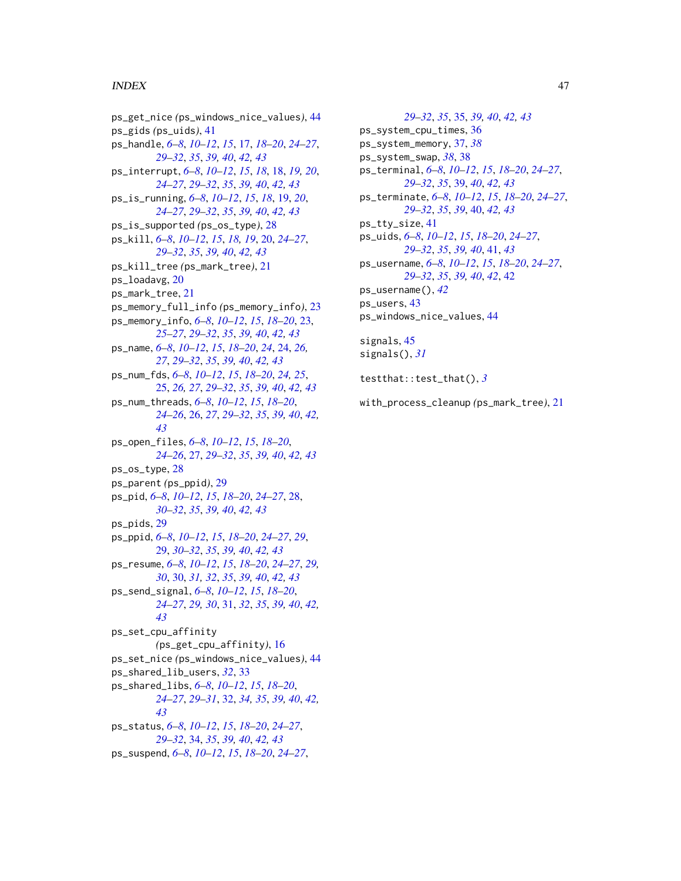ps_get_nice (ps_windows_nice_values), 44
ps_gids (ps_uids), 41
ps_handle, *6–8*, *10–12*, *15*, 17, *18–20*, *24–27*, *29–32*, *35*, *39*, *40*, *42*, *43*
ps_interrupt, *6–8*, *10–12*, *15*, *18*, 18, *19*, *20*, *24–27*, *29–32*, *35*, *39*, *40*, *42*, *43*
ps_is_running, *6–8*, *10–12*, *15*, *18*, 19, *20*, *24–27*, *29–32*, *35*, *39*, *40*, *42*, *43*
ps_is_supported (ps_os_type), 28
ps_kill, *6–8*, *10–12*, *15*, *18*, *19*, 20, *24–27*, *29–32*, *35*, *39*, *40*, *42*, *43*
ps_kill_tree (ps_mark_tree), 21
ps_loadavg, 20
ps_mark_tree, 21
ps_memory_full_info (ps_memory_info), 23
ps_memory_info, *6–8*, *10–12*, *15*, *18–20*, 23, *25–27*, *29–32*, *35*, *39*, *40*, *42*, *43*
ps_name, *6–8*, *10–12*, *15*, *18–20*, *24*, 24, *26*, *27*, *29–32*, *35*, *39*, *40*, *42*, *43*
ps_num_fds, *6–8*, *10–12*, *15*, *18–20*, *24*, *25*, 25, *26*, *27*, *29–32*, *35*, *39*, *40*, *42*, *43*
ps_num_threads, *6–8*, *10–12*, *15*, *18–20*, *24–26*, 26, *27*, *29–32*, *35*, *39*, *40*, *42*, *43*
ps_open_files, *6–8*, *10–12*, *15*, *18–20*, *24–26*, 27, *29–32*, *35*, *39*, *40*, *42*, *43*
ps_os_type, 28
ps_parent (ps_ppid), 29
ps_pid, *6–8*, *10–12*, *15*, *18–20*, *24–27*, 28, *30–32*, *35*, *39*, *40*, *42*, *43*
ps_pids, 29
ps_ppid, *6–8*, *10–12*, *15*, *18–20*, *24–27*, *29*, 29, *30–32*, *35*, *39*, *40*, *42*, *43*
ps_resume, *6–8*, *10–12*, *15*, *18–20*, *24–27*, *29*, *30*, 30, *31*, *32*, *35*, *39*, *40*, *42*, *43*
ps_send_signal, *6–8*, *10–12*, *15*, *18–20*, *24–27*, *29*, *30*, 31, *32*, *35*, *39*, *40*, *42*, *43*
ps_set_cpu_affinity (ps_get_cpu_affinity), 16
ps_set_nice (ps_windows_nice_values), 44
ps_shared_lib_users, *32*, 33
ps_shared_libs, *6–8*, *10–12*, *15*, *18–20*, *24–27*, *29–31*, 32, *34*, *35*, *39*, *40*, *42*, *43*
ps_status, *6–8*, *10–12*, *15*, *18–20*, *24–27*, *29–32*, 34, *35*, *39*, *40*, *42*, *43*
ps_suspend, *6–8*, *10–12*, *15*, *18–20*, *24–27*, *29–32*, *35*, 35, *39*, *40*, *42*, *43*
ps_system_cpu_times, 36
ps_system_memory, 37, *38*
ps_system_swap, *38*, 38
ps_terminal, *6–8*, *10–12*, *15*, *18–20*, *24–27*, *29–32*, *35*, 39, *40*, *42*, *43*
ps_terminate, *6–8*, *10–12*, *15*, *18–20*, *24–27*, *29–32*, *35*, *39*, 40, *42*, *43*
ps_tty_size, 41
ps_uids, *6–8*, *10–12*, *15*, *18–20*, *24–27*, *29–32*, *35*, *39*, *40*, 41, *43*
ps_username, *6–8*, *10–12*, *15*, *18–20*, *24–27*, *29–32*, *35*, *39*, *40*, *42*, 42
ps_username(), *42*
ps_users, 43
ps_windows_nice_values, 44

signals, 45
signals(), *31*

testthat::test_that(), *3*

with_process_cleanup (ps_mark_tree), 21